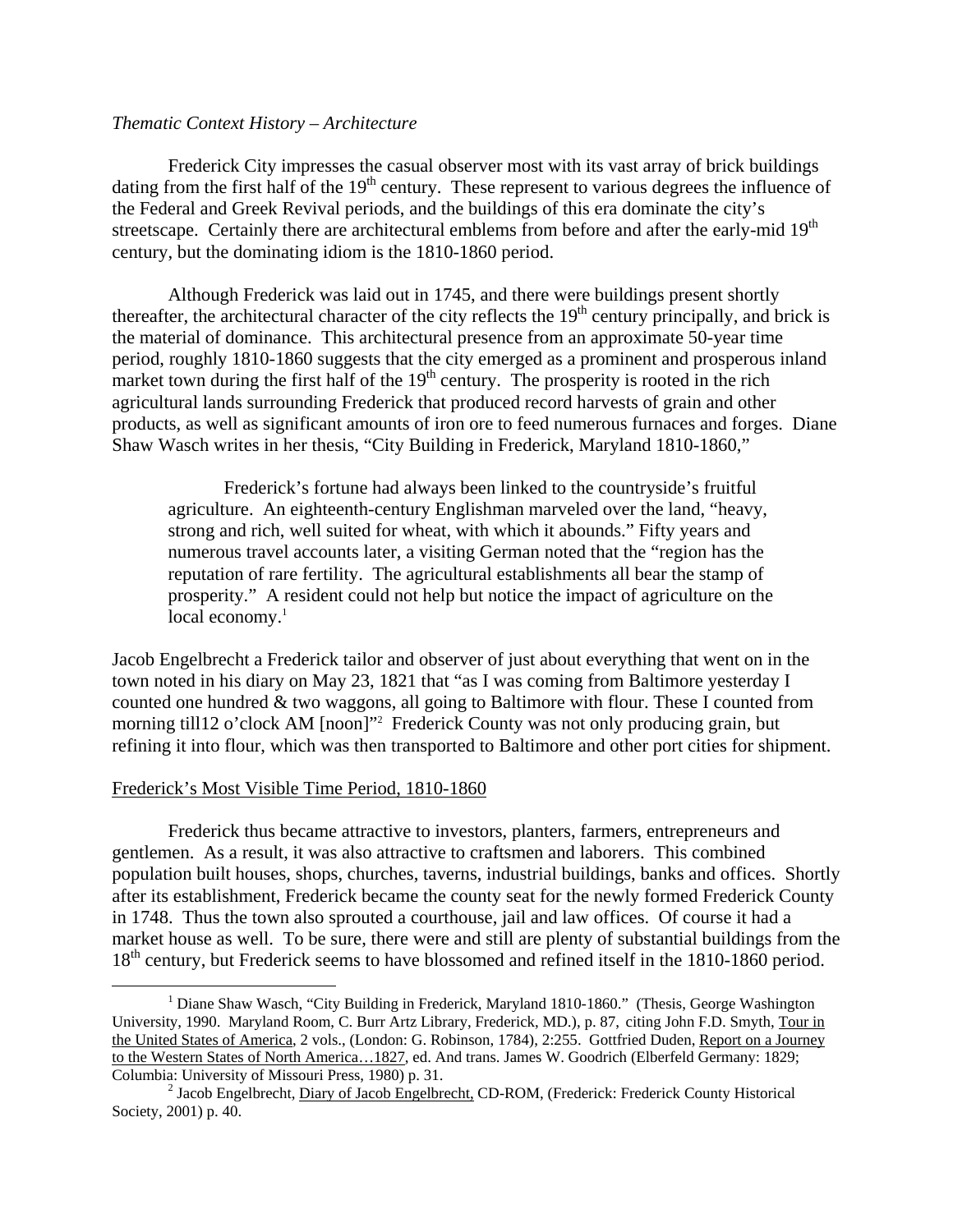*Thematic Context History – Architecture*

Frederick City impresses the casual observer most with its vast array of brick buildings dating from the first half of the 19th century. These represent to various degrees the influence of the Federal and Greek Revival periods, and the buildings of this era dominate the city's streetscape. Certainly there are architectural emblems from before and after the early-mid 19th century, but the dominating idiom is the 1810-1860 period.

Although Frederick was laid out in 1745, and there were buildings present shortly thereafter, the architectural character of the city reflects the 19th century principally, and brick is the material of dominance. This architectural presence from an approximate 50-year time period, roughly 1810-1860 suggests that the city emerged as a prominent and prosperous inland market town during the first half of the 19th century. The prosperity is rooted in the rich agricultural lands surrounding Frederick that produced record harvests of grain and other products, as well as significant amounts of iron ore to feed numerous furnaces and forges. Diane Shaw Wasch writes in her thesis, "City Building in Frederick, Maryland 1810-1860,"

> Frederick's fortune had always been linked to the countryside's fruitful agriculture. An eighteenth-century Englishman marveled over the land, "heavy, strong and rich, well suited for wheat, with which it abounds." Fifty years and numerous travel accounts later, a visiting German noted that the "region has the reputation of rare fertility. The agricultural establishments all bear the stamp of prosperity." A resident could not help but notice the impact of agriculture on the local economy.[1]

Jacob Engelbrecht a Frederick tailor and observer of just about everything that went on in the town noted in his diary on May 23, 1821 that "as I was coming from Baltimore yesterday I counted one hundred & two waggons, all going to Baltimore with flour. These I counted from morning till12 o'clock AM [noon]"[2] Frederick County was not only producing grain, but refining it into flour, which was then transported to Baltimore and other port cities for shipment.

## Frederick's Most Visible Time Period, 1810-1860

Frederick thus became attractive to investors, planters, farmers, entrepreneurs and gentlemen. As a result, it was also attractive to craftsmen and laborers. This combined population built houses, shops, churches, taverns, industrial buildings, banks and offices. Shortly after its establishment, Frederick became the county seat for the newly formed Frederick County in 1748. Thus the town also sprouted a courthouse, jail and law offices. Of course it had a market house as well. To be sure, there were and still are plenty of substantial buildings from the 18th century, but Frederick seems to have blossomed and refined itself in the 1810-1860 period.

---

[1] Diane Shaw Wasch, "City Building in Frederick, Maryland 1810-1860." (Thesis, George Washington University, 1990. Maryland Room, C. Burr Artz Library, Frederick, MD.), p. 87, citing John F.D. Smyth, Tour in the United States of America, 2 vols., (London: G. Robinson, 1784), 2:255. Gottfried Duden, Report on a Journey to the Western States of North America…1827, ed. And trans. James W. Goodrich (Elberfeld Germany: 1829; Columbia: University of Missouri Press, 1980) p. 31.

[2] Jacob Engelbrecht, Diary of Jacob Engelbrecht, CD-ROM, (Frederick: Frederick County Historical Society, 2001) p. 40.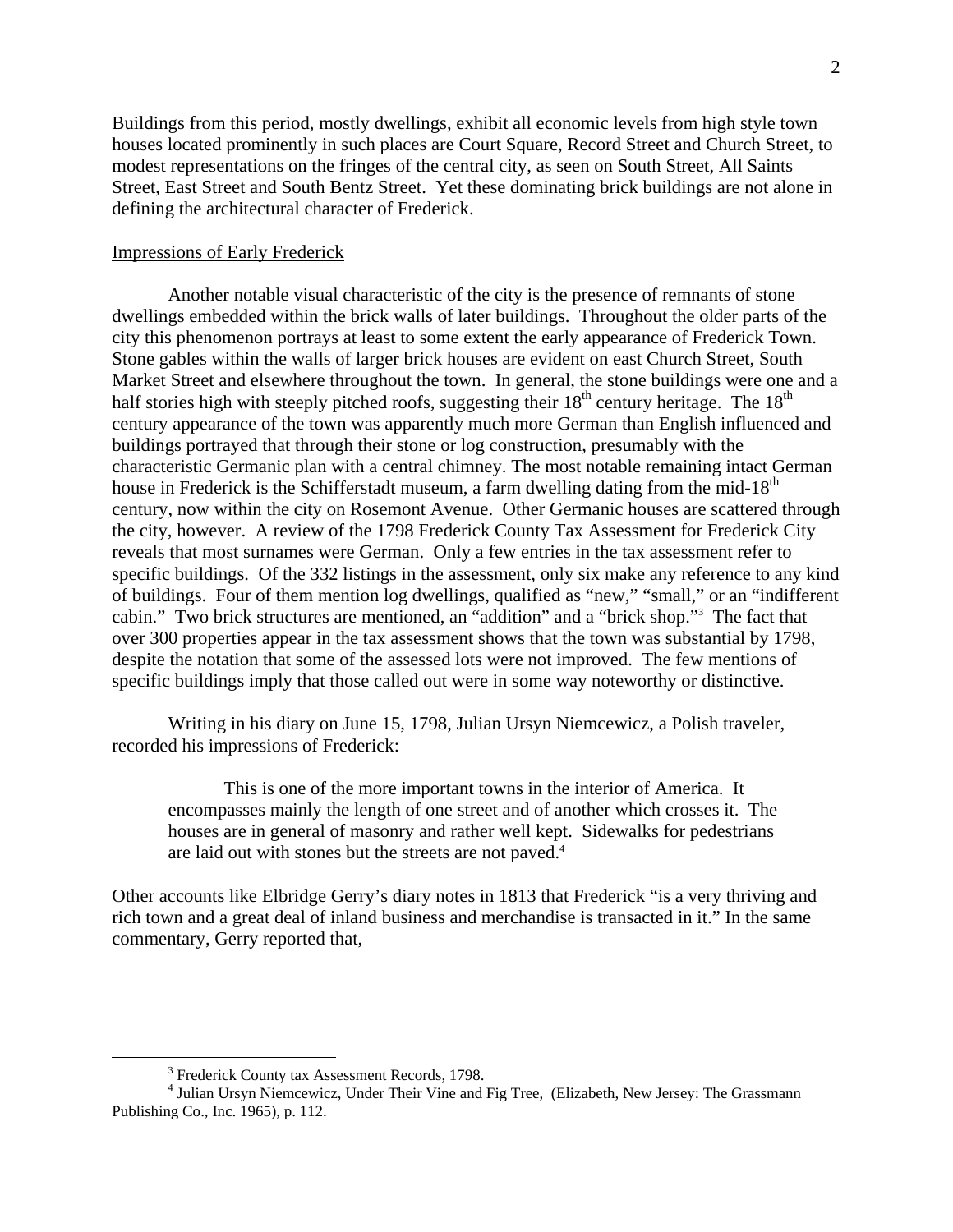Buildings from this period, mostly dwellings, exhibit all economic levels from high style town houses located prominently in such places are Court Square, Record Street and Church Street, to modest representations on the fringes of the central city, as seen on South Street, All Saints Street, East Street and South Bentz Street. Yet these dominating brick buildings are not alone in defining the architectural character of Frederick.

## Impressions of Early Frederick

Another notable visual characteristic of the city is the presence of remnants of stone dwellings embedded within the brick walls of later buildings. Throughout the older parts of the city this phenomenon portrays at least to some extent the early appearance of Frederick Town. Stone gables within the walls of larger brick houses are evident on east Church Street, South Market Street and elsewhere throughout the town. In general, the stone buildings were one and a half stories high with steeply pitched roofs, suggesting their 18th century heritage. The 18th century appearance of the town was apparently much more German than English influenced and buildings portrayed that through their stone or log construction, presumably with the characteristic Germanic plan with a central chimney. The most notable remaining intact German house in Frederick is the Schifferstadt museum, a farm dwelling dating from the mid-18th century, now within the city on Rosemont Avenue. Other Germanic houses are scattered through the city, however. A review of the 1798 Frederick County Tax Assessment for Frederick City reveals that most surnames were German. Only a few entries in the tax assessment refer to specific buildings. Of the 332 listings in the assessment, only six make any reference to any kind of buildings. Four of them mention log dwellings, qualified as "new," "small," or an "indifferent cabin." Two brick structures are mentioned, an "addition" and a "brick shop."[3] The fact that over 300 properties appear in the tax assessment shows that the town was substantial by 1798, despite the notation that some of the assessed lots were not improved. The few mentions of specific buildings imply that those called out were in some way noteworthy or distinctive.

Writing in his diary on June 15, 1798, Julian Ursyn Niemcewicz, a Polish traveler, recorded his impressions of Frederick:

> This is one of the more important towns in the interior of America. It encompasses mainly the length of one street and of another which crosses it. The houses are in general of masonry and rather well kept. Sidewalks for pedestrians are laid out with stones but the streets are not paved.[4]

Other accounts like Elbridge Gerry's diary notes in 1813 that Frederick "is a very thriving and rich town and a great deal of inland business and merchandise is transacted in it." In the same commentary, Gerry reported that,

---

[3] Frederick County tax Assessment Records, 1798.

[4] Julian Ursyn Niemcewicz, Under Their Vine and Fig Tree, (Elizabeth, New Jersey: The Grassmann Publishing Co., Inc. 1965), p. 112.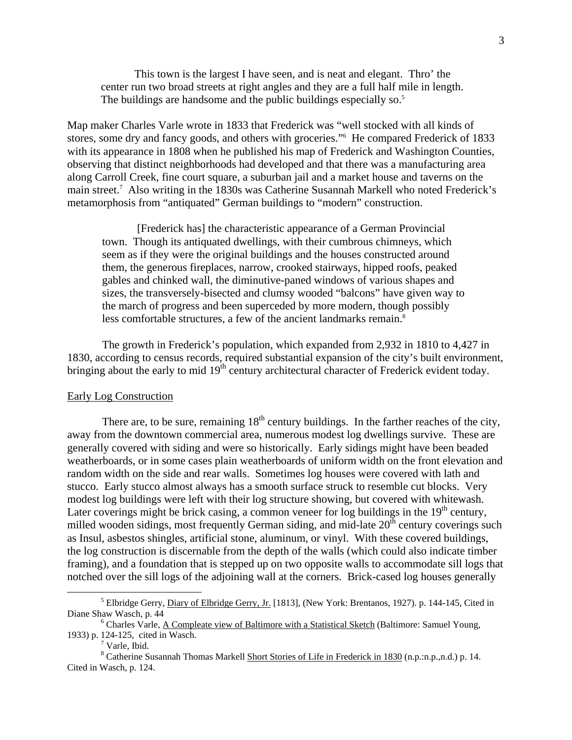> This town is the largest I have seen, and is neat and elegant. Thro' the center run two broad streets at right angles and they are a full half mile in length. The buildings are handsome and the public buildings especially so.[5]

Map maker Charles Varle wrote in 1833 that Frederick was "well stocked with all kinds of stores, some dry and fancy goods, and others with groceries."[6] He compared Frederick of 1833 with its appearance in 1808 when he published his map of Frederick and Washington Counties, observing that distinct neighborhoods had developed and that there was a manufacturing area along Carroll Creek, fine court square, a suburban jail and a market house and taverns on the main street.[7] Also writing in the 1830s was Catherine Susannah Markell who noted Frederick's metamorphosis from "antiquated" German buildings to "modern" construction.

> [Frederick has] the characteristic appearance of a German Provincial town. Though its antiquated dwellings, with their cumbrous chimneys, which seem as if they were the original buildings and the houses constructed around them, the generous fireplaces, narrow, crooked stairways, hipped roofs, peaked gables and chinked wall, the diminutive-paned windows of various shapes and sizes, the transversely-bisected and clumsy wooded "balcons" have given way to the march of progress and been superceded by more modern, though possibly less comfortable structures, a few of the ancient landmarks remain.[8]

The growth in Frederick's population, which expanded from 2,932 in 1810 to 4,427 in 1830, according to census records, required substantial expansion of the city's built environment, bringing about the early to mid 19th century architectural character of Frederick evident today.

## Early Log Construction

There are, to be sure, remaining 18th century buildings. In the farther reaches of the city, away from the downtown commercial area, numerous modest log dwellings survive. These are generally covered with siding and were so historically. Early sidings might have been beaded weatherboards, or in some cases plain weatherboards of uniform width on the front elevation and random width on the side and rear walls. Sometimes log houses were covered with lath and stucco. Early stucco almost always has a smooth surface struck to resemble cut blocks. Very modest log buildings were left with their log structure showing, but covered with whitewash. Later coverings might be brick casing, a common veneer for log buildings in the 19th century, milled wooden sidings, most frequently German siding, and mid-late 20th century coverings such as Insul, asbestos shingles, artificial stone, aluminum, or vinyl. With these covered buildings, the log construction is discernable from the depth of the walls (which could also indicate timber framing), and a foundation that is stepped up on two opposite walls to accommodate sill logs that notched over the sill logs of the adjoining wall at the corners. Brick-cased log houses generally

---

[5] Elbridge Gerry, Diary of Elbridge Gerry, Jr. [1813], (New York: Brentanos, 1927). p. 144-145, Cited in Diane Shaw Wasch, p. 44

[6] Charles Varle, A Compleate view of Baltimore with a Statistical Sketch (Baltimore: Samuel Young, 1933) p. 124-125, cited in Wasch.

[7] Varle, Ibid.

[8] Catherine Susannah Thomas Markell Short Stories of Life in Frederick in 1830 (n.p.:n.p.,n.d.) p. 14. Cited in Wasch, p. 124.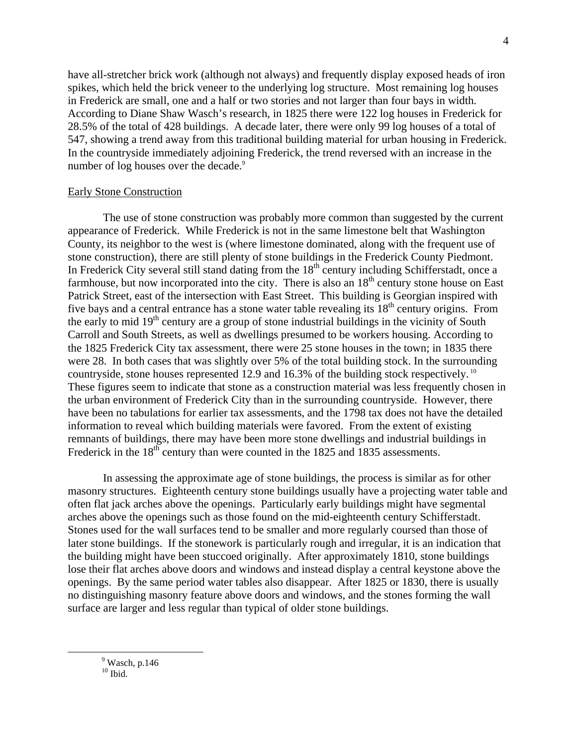have all-stretcher brick work (although not always) and frequently display exposed heads of iron spikes, which held the brick veneer to the underlying log structure. Most remaining log houses in Frederick are small, one and a half or two stories and not larger than four bays in width. According to Diane Shaw Wasch's research, in 1825 there were 122 log houses in Frederick for 28.5% of the total of 428 buildings. A decade later, there were only 99 log houses of a total of 547, showing a trend away from this traditional building material for urban housing in Frederick. In the countryside immediately adjoining Frederick, the trend reversed with an increase in the number of log houses over the decade.[9]

## Early Stone Construction

The use of stone construction was probably more common than suggested by the current appearance of Frederick. While Frederick is not in the same limestone belt that Washington County, its neighbor to the west is (where limestone dominated, along with the frequent use of stone construction), there are still plenty of stone buildings in the Frederick County Piedmont. In Frederick City several still stand dating from the 18th century including Schifferstadt, once a farmhouse, but now incorporated into the city. There is also an 18th century stone house on East Patrick Street, east of the intersection with East Street. This building is Georgian inspired with five bays and a central entrance has a stone water table revealing its 18th century origins. From the early to mid 19th century are a group of stone industrial buildings in the vicinity of South Carroll and South Streets, as well as dwellings presumed to be workers housing. According to the 1825 Frederick City tax assessment, there were 25 stone houses in the town; in 1835 there were 28. In both cases that was slightly over 5% of the total building stock. In the surrounding countryside, stone houses represented 12.9 and 16.3% of the building stock respectively.[10] These figures seem to indicate that stone as a construction material was less frequently chosen in the urban environment of Frederick City than in the surrounding countryside. However, there have been no tabulations for earlier tax assessments, and the 1798 tax does not have the detailed information to reveal which building materials were favored. From the extent of existing remnants of buildings, there may have been more stone dwellings and industrial buildings in Frederick in the 18th century than were counted in the 1825 and 1835 assessments.

In assessing the approximate age of stone buildings, the process is similar as for other masonry structures. Eighteenth century stone buildings usually have a projecting water table and often flat jack arches above the openings. Particularly early buildings might have segmental arches above the openings such as those found on the mid-eighteenth century Schifferstadt. Stones used for the wall surfaces tend to be smaller and more regularly coursed than those of later stone buildings. If the stonework is particularly rough and irregular, it is an indication that the building might have been stuccoed originally. After approximately 1810, stone buildings lose their flat arches above doors and windows and instead display a central keystone above the openings. By the same period water tables also disappear. After 1825 or 1830, there is usually no distinguishing masonry feature above doors and windows, and the stones forming the wall surface are larger and less regular than typical of older stone buildings.

---

[9] Wasch, p.146

[10] Ibid.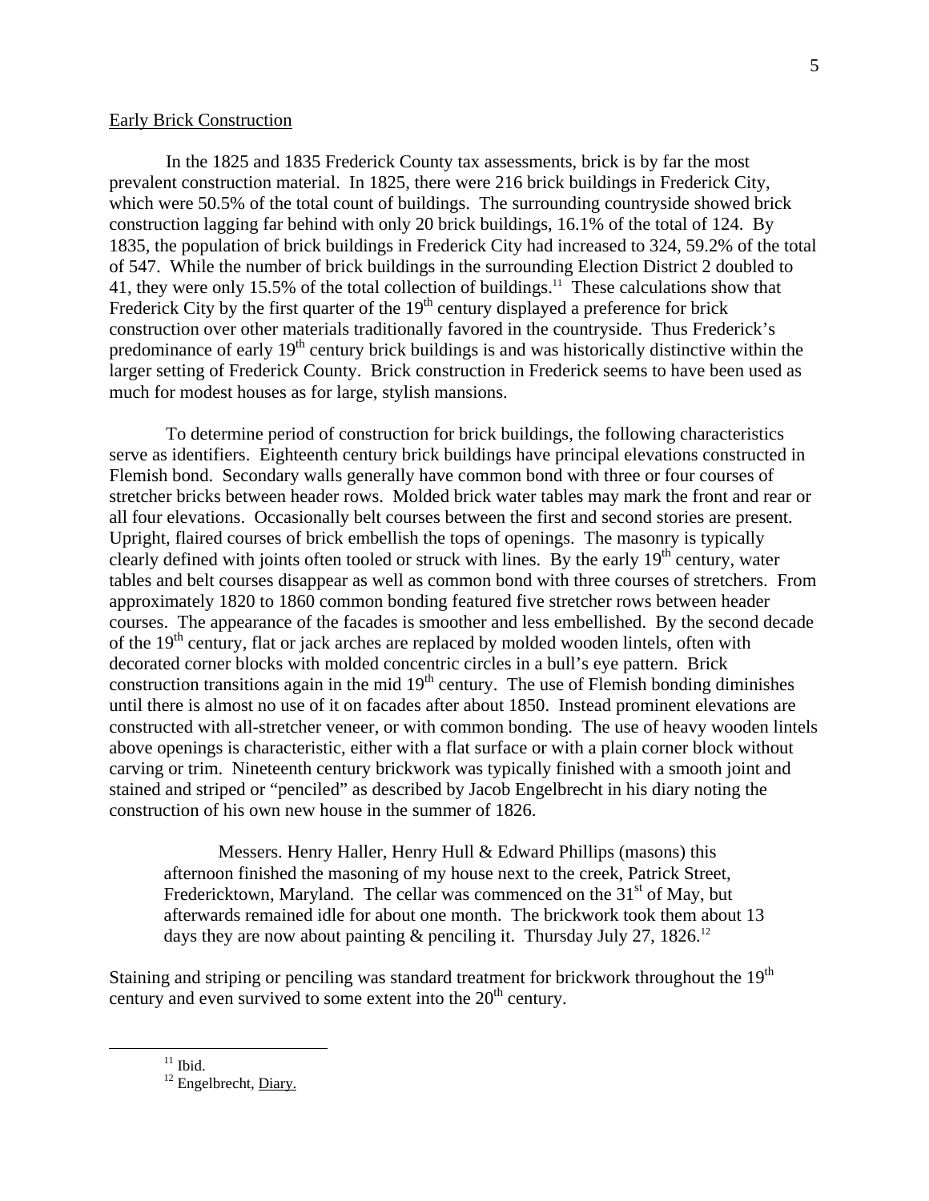## Early Brick Construction

In the 1825 and 1835 Frederick County tax assessments, brick is by far the most prevalent construction material. In 1825, there were 216 brick buildings in Frederick City, which were 50.5% of the total count of buildings. The surrounding countryside showed brick construction lagging far behind with only 20 brick buildings, 16.1% of the total of 124. By 1835, the population of brick buildings in Frederick City had increased to 324, 59.2% of the total of 547. While the number of brick buildings in the surrounding Election District 2 doubled to 41, they were only 15.5% of the total collection of buildings.[11] These calculations show that Frederick City by the first quarter of the 19th century displayed a preference for brick construction over other materials traditionally favored in the countryside. Thus Frederick's predominance of early 19th century brick buildings is and was historically distinctive within the larger setting of Frederick County. Brick construction in Frederick seems to have been used as much for modest houses as for large, stylish mansions.

To determine period of construction for brick buildings, the following characteristics serve as identifiers. Eighteenth century brick buildings have principal elevations constructed in Flemish bond. Secondary walls generally have common bond with three or four courses of stretcher bricks between header rows. Molded brick water tables may mark the front and rear or all four elevations. Occasionally belt courses between the first and second stories are present. Upright, flaired courses of brick embellish the tops of openings. The masonry is typically clearly defined with joints often tooled or struck with lines. By the early 19th century, water tables and belt courses disappear as well as common bond with three courses of stretchers. From approximately 1820 to 1860 common bonding featured five stretcher rows between header courses. The appearance of the facades is smoother and less embellished. By the second decade of the 19th century, flat or jack arches are replaced by molded wooden lintels, often with decorated corner blocks with molded concentric circles in a bull's eye pattern. Brick construction transitions again in the mid 19th century. The use of Flemish bonding diminishes until there is almost no use of it on facades after about 1850. Instead prominent elevations are constructed with all-stretcher veneer, or with common bonding. The use of heavy wooden lintels above openings is characteristic, either with a flat surface or with a plain corner block without carving or trim. Nineteenth century brickwork was typically finished with a smooth joint and stained and striped or "penciled" as described by Jacob Engelbrecht in his diary noting the construction of his own new house in the summer of 1826.

> Messers. Henry Haller, Henry Hull & Edward Phillips (masons) this afternoon finished the masoning of my house next to the creek, Patrick Street, Fredericktown, Maryland. The cellar was commenced on the 31st of May, but afterwards remained idle for about one month. The brickwork took them about 13 days they are now about painting & penciling it. Thursday July 27, 1826.[12]

Staining and striping or penciling was standard treatment for brickwork throughout the 19th century and even survived to some extent into the 20th century.

---

[11] Ibid.

[12] Engelbrecht, Diary.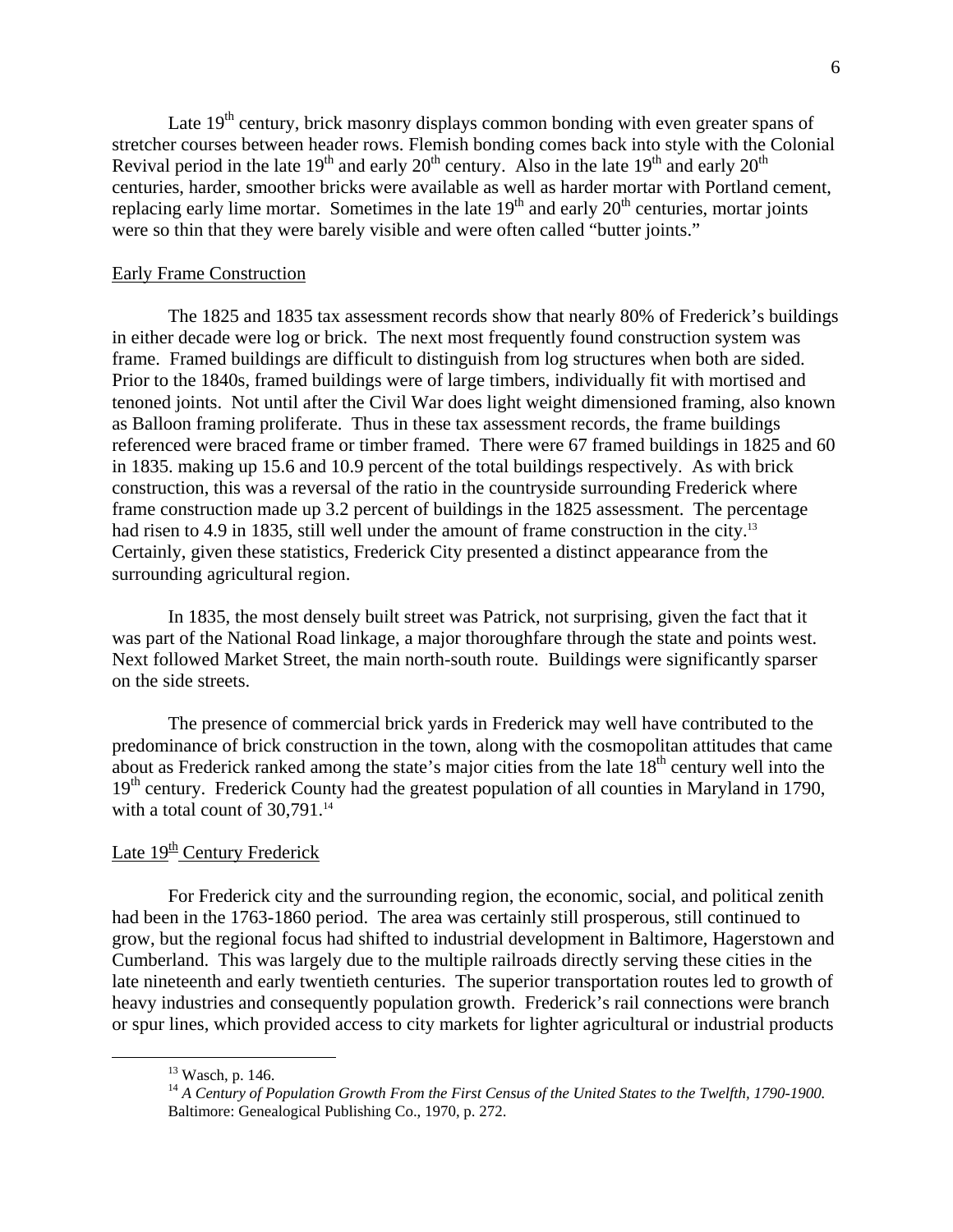Late 19th century, brick masonry displays common bonding with even greater spans of stretcher courses between header rows. Flemish bonding comes back into style with the Colonial Revival period in the late 19th and early 20th century. Also in the late 19th and early 20th centuries, harder, smoother bricks were available as well as harder mortar with Portland cement, replacing early lime mortar. Sometimes in the late 19th and early 20th centuries, mortar joints were so thin that they were barely visible and were often called "butter joints."

## Early Frame Construction

The 1825 and 1835 tax assessment records show that nearly 80% of Frederick's buildings in either decade were log or brick. The next most frequently found construction system was frame. Framed buildings are difficult to distinguish from log structures when both are sided. Prior to the 1840s, framed buildings were of large timbers, individually fit with mortised and tenoned joints. Not until after the Civil War does light weight dimensioned framing, also known as Balloon framing proliferate. Thus in these tax assessment records, the frame buildings referenced were braced frame or timber framed. There were 67 framed buildings in 1825 and 60 in 1835. making up 15.6 and 10.9 percent of the total buildings respectively. As with brick construction, this was a reversal of the ratio in the countryside surrounding Frederick where frame construction made up 3.2 percent of buildings in the 1825 assessment. The percentage had risen to 4.9 in 1835, still well under the amount of frame construction in the city.[13] Certainly, given these statistics, Frederick City presented a distinct appearance from the surrounding agricultural region.

In 1835, the most densely built street was Patrick, not surprising, given the fact that it was part of the National Road linkage, a major thoroughfare through the state and points west. Next followed Market Street, the main north-south route. Buildings were significantly sparser on the side streets.

The presence of commercial brick yards in Frederick may well have contributed to the predominance of brick construction in the town, along with the cosmopolitan attitudes that came about as Frederick ranked among the state's major cities from the late 18th century well into the 19th century. Frederick County had the greatest population of all counties in Maryland in 1790, with a total count of 30,791.[14]

## Late 19th Century Frederick

For Frederick city and the surrounding region, the economic, social, and political zenith had been in the 1763-1860 period. The area was certainly still prosperous, still continued to grow, but the regional focus had shifted to industrial development in Baltimore, Hagerstown and Cumberland. This was largely due to the multiple railroads directly serving these cities in the late nineteenth and early twentieth centuries. The superior transportation routes led to growth of heavy industries and consequently population growth. Frederick's rail connections were branch or spur lines, which provided access to city markets for lighter agricultural or industrial products

---

[13] Wasch, p. 146.

[14] *A Century of Population Growth From the First Census of the United States to the Twelfth, 1790-1900.* Baltimore: Genealogical Publishing Co., 1970, p. 272.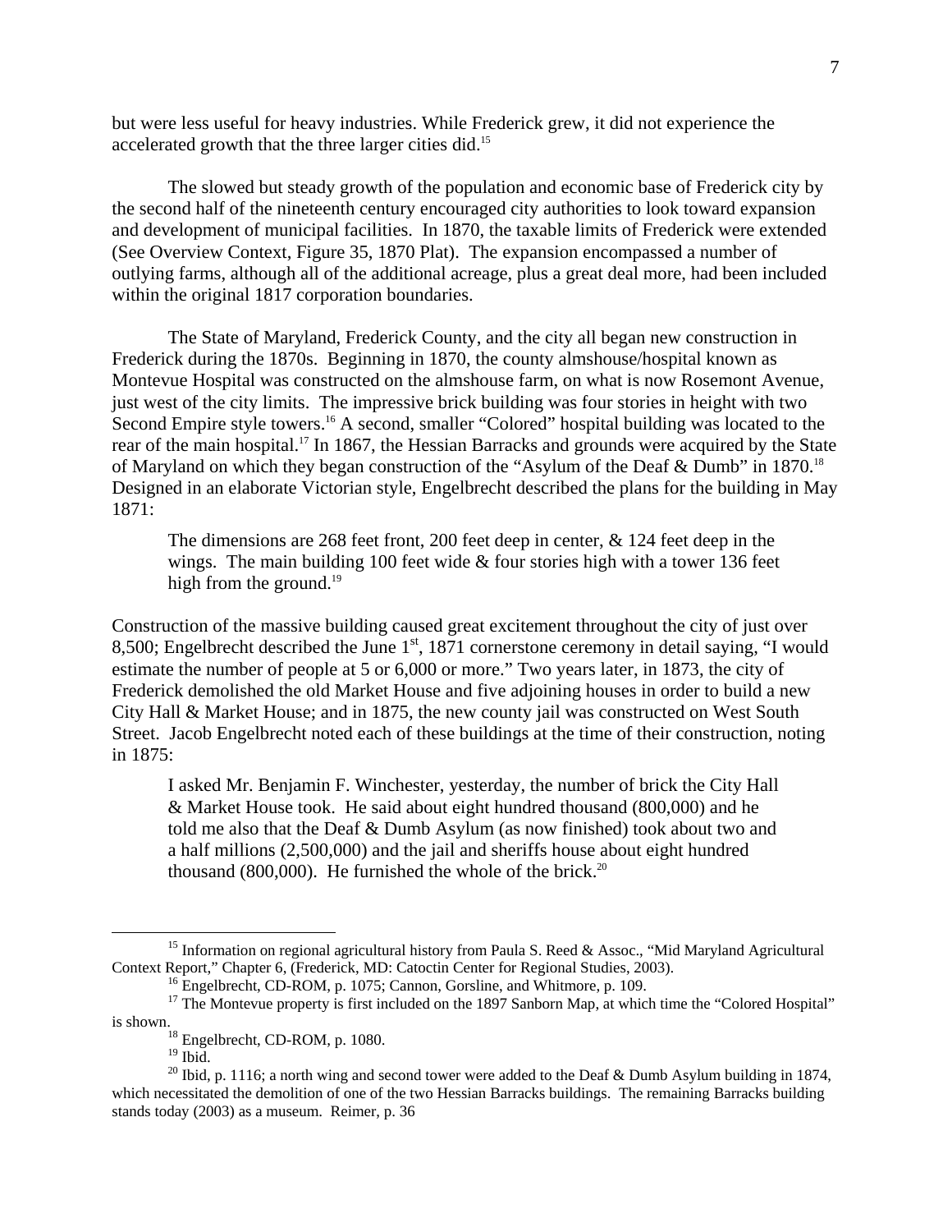but were less useful for heavy industries. While Frederick grew, it did not experience the accelerated growth that the three larger cities did.[15]

The slowed but steady growth of the population and economic base of Frederick city by the second half of the nineteenth century encouraged city authorities to look toward expansion and development of municipal facilities. In 1870, the taxable limits of Frederick were extended (See Overview Context, Figure 35, 1870 Plat). The expansion encompassed a number of outlying farms, although all of the additional acreage, plus a great deal more, had been included within the original 1817 corporation boundaries.

The State of Maryland, Frederick County, and the city all began new construction in Frederick during the 1870s. Beginning in 1870, the county almshouse/hospital known as Montevue Hospital was constructed on the almshouse farm, on what is now Rosemont Avenue, just west of the city limits. The impressive brick building was four stories in height with two Second Empire style towers.[16] A second, smaller "Colored" hospital building was located to the rear of the main hospital.[17] In 1867, the Hessian Barracks and grounds were acquired by the State of Maryland on which they began construction of the "Asylum of the Deaf & Dumb" in 1870.[18] Designed in an elaborate Victorian style, Engelbrecht described the plans for the building in May 1871:

> The dimensions are 268 feet front, 200 feet deep in center, & 124 feet deep in the wings. The main building 100 feet wide & four stories high with a tower 136 feet high from the ground.[19]

Construction of the massive building caused great excitement throughout the city of just over 8,500; Engelbrecht described the June 1st, 1871 cornerstone ceremony in detail saying, "I would estimate the number of people at 5 or 6,000 or more." Two years later, in 1873, the city of Frederick demolished the old Market House and five adjoining houses in order to build a new City Hall & Market House; and in 1875, the new county jail was constructed on West South Street. Jacob Engelbrecht noted each of these buildings at the time of their construction, noting in 1875:

> I asked Mr. Benjamin F. Winchester, yesterday, the number of brick the City Hall & Market House took. He said about eight hundred thousand (800,000) and he told me also that the Deaf & Dumb Asylum (as now finished) took about two and a half millions (2,500,000) and the jail and sheriffs house about eight hundred thousand (800,000). He furnished the whole of the brick.[20]

---

[15] Information on regional agricultural history from Paula S. Reed & Assoc., "Mid Maryland Agricultural Context Report," Chapter 6, (Frederick, MD: Catoctin Center for Regional Studies, 2003).

[16] Engelbrecht, CD-ROM, p. 1075; Cannon, Gorsline, and Whitmore, p. 109.

[17] The Montevue property is first included on the 1897 Sanborn Map, at which time the "Colored Hospital" is shown.

[18] Engelbrecht, CD-ROM, p. 1080.

[19] Ibid.

[20] Ibid, p. 1116; a north wing and second tower were added to the Deaf & Dumb Asylum building in 1874, which necessitated the demolition of one of the two Hessian Barracks buildings. The remaining Barracks building stands today (2003) as a museum. Reimer, p. 36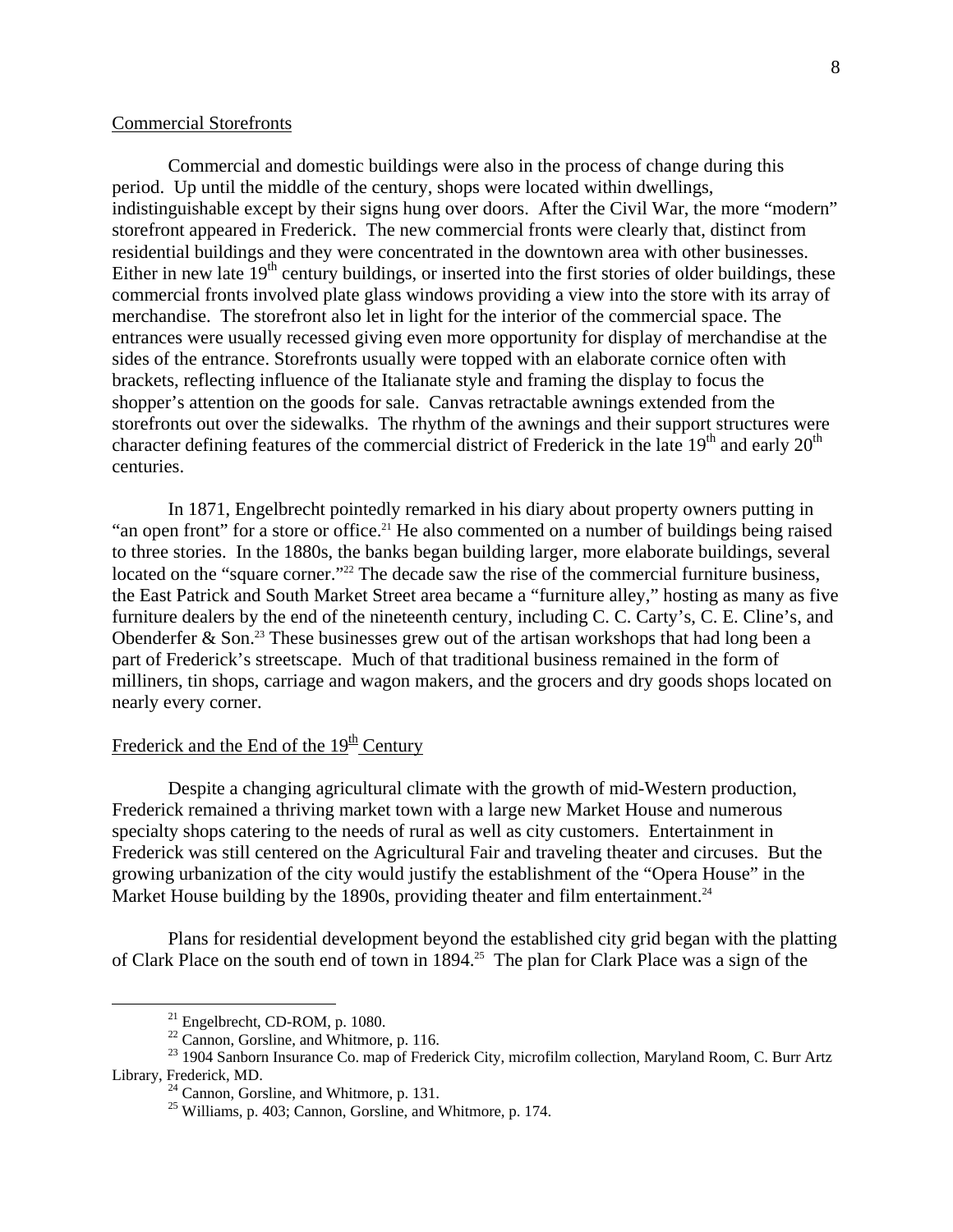## Commercial Storefronts

Commercial and domestic buildings were also in the process of change during this period. Up until the middle of the century, shops were located within dwellings, indistinguishable except by their signs hung over doors. After the Civil War, the more "modern" storefront appeared in Frederick. The new commercial fronts were clearly that, distinct from residential buildings and they were concentrated in the downtown area with other businesses. Either in new late 19th century buildings, or inserted into the first stories of older buildings, these commercial fronts involved plate glass windows providing a view into the store with its array of merchandise. The storefront also let in light for the interior of the commercial space. The entrances were usually recessed giving even more opportunity for display of merchandise at the sides of the entrance. Storefronts usually were topped with an elaborate cornice often with brackets, reflecting influence of the Italianate style and framing the display to focus the shopper's attention on the goods for sale. Canvas retractable awnings extended from the storefronts out over the sidewalks. The rhythm of the awnings and their support structures were character defining features of the commercial district of Frederick in the late 19th and early 20th centuries.

In 1871, Engelbrecht pointedly remarked in his diary about property owners putting in "an open front" for a store or office.[21] He also commented on a number of buildings being raised to three stories. In the 1880s, the banks began building larger, more elaborate buildings, several located on the "square corner."[22] The decade saw the rise of the commercial furniture business, the East Patrick and South Market Street area became a "furniture alley," hosting as many as five furniture dealers by the end of the nineteenth century, including C. C. Carty's, C. E. Cline's, and Obenderfer & Son.[23] These businesses grew out of the artisan workshops that had long been a part of Frederick's streetscape. Much of that traditional business remained in the form of milliners, tin shops, carriage and wagon makers, and the grocers and dry goods shops located on nearly every corner.

## Frederick and the End of the 19th Century

Despite a changing agricultural climate with the growth of mid-Western production, Frederick remained a thriving market town with a large new Market House and numerous specialty shops catering to the needs of rural as well as city customers. Entertainment in Frederick was still centered on the Agricultural Fair and traveling theater and circuses. But the growing urbanization of the city would justify the establishment of the "Opera House" in the Market House building by the 1890s, providing theater and film entertainment.[24]

Plans for residential development beyond the established city grid began with the platting of Clark Place on the south end of town in 1894.[25] The plan for Clark Place was a sign of the

---

[21] Engelbrecht, CD-ROM, p. 1080.

[22] Cannon, Gorsline, and Whitmore, p. 116.

[23] 1904 Sanborn Insurance Co. map of Frederick City, microfilm collection, Maryland Room, C. Burr Artz Library, Frederick, MD.

[24] Cannon, Gorsline, and Whitmore, p. 131.

[25] Williams, p. 403; Cannon, Gorsline, and Whitmore, p. 174.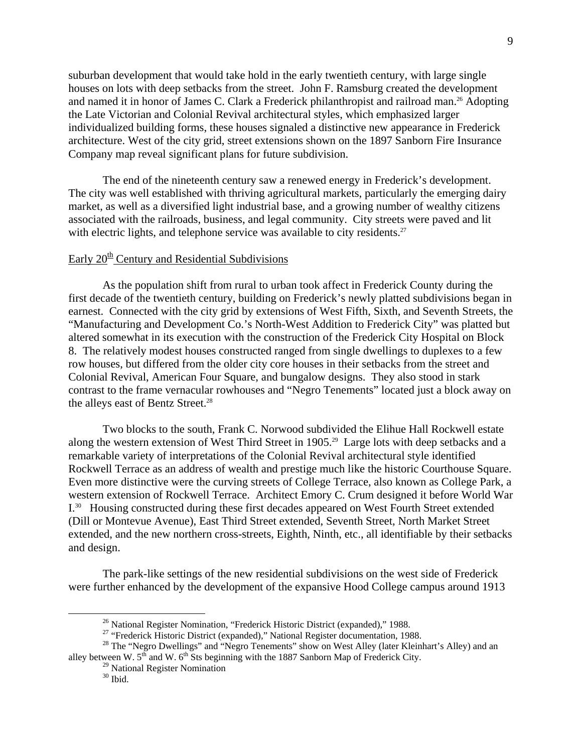suburban development that would take hold in the early twentieth century, with large single houses on lots with deep setbacks from the street. John F. Ramsburg created the development and named it in honor of James C. Clark a Frederick philanthropist and railroad man.[26] Adopting the Late Victorian and Colonial Revival architectural styles, which emphasized larger individualized building forms, these houses signaled a distinctive new appearance in Frederick architecture. West of the city grid, street extensions shown on the 1897 Sanborn Fire Insurance Company map reveal significant plans for future subdivision.

The end of the nineteenth century saw a renewed energy in Frederick's development. The city was well established with thriving agricultural markets, particularly the emerging dairy market, as well as a diversified light industrial base, and a growing number of wealthy citizens associated with the railroads, business, and legal community. City streets were paved and lit with electric lights, and telephone service was available to city residents.[27]

## Early 20th Century and Residential Subdivisions

As the population shift from rural to urban took affect in Frederick County during the first decade of the twentieth century, building on Frederick's newly platted subdivisions began in earnest. Connected with the city grid by extensions of West Fifth, Sixth, and Seventh Streets, the "Manufacturing and Development Co.'s North-West Addition to Frederick City" was platted but altered somewhat in its execution with the construction of the Frederick City Hospital on Block 8. The relatively modest houses constructed ranged from single dwellings to duplexes to a few row houses, but differed from the older city core houses in their setbacks from the street and Colonial Revival, American Four Square, and bungalow designs. They also stood in stark contrast to the frame vernacular rowhouses and "Negro Tenements" located just a block away on the alleys east of Bentz Street.[28]

Two blocks to the south, Frank C. Norwood subdivided the Elihue Hall Rockwell estate along the western extension of West Third Street in 1905.[29] Large lots with deep setbacks and a remarkable variety of interpretations of the Colonial Revival architectural style identified Rockwell Terrace as an address of wealth and prestige much like the historic Courthouse Square. Even more distinctive were the curving streets of College Terrace, also known as College Park, a western extension of Rockwell Terrace. Architect Emory C. Crum designed it before World War I.[30] Housing constructed during these first decades appeared on West Fourth Street extended (Dill or Montevue Avenue), East Third Street extended, Seventh Street, North Market Street extended, and the new northern cross-streets, Eighth, Ninth, etc., all identifiable by their setbacks and design.

The park-like settings of the new residential subdivisions on the west side of Frederick were further enhanced by the development of the expansive Hood College campus around 1913

---

[26] National Register Nomination, "Frederick Historic District (expanded)," 1988.

[27] "Frederick Historic District (expanded)," National Register documentation, 1988.

[28] The "Negro Dwellings" and "Negro Tenements" show on West Alley (later Kleinhart's Alley) and an alley between W. 5th and W. 6th Sts beginning with the 1887 Sanborn Map of Frederick City.

[29] National Register Nomination

[30] Ibid.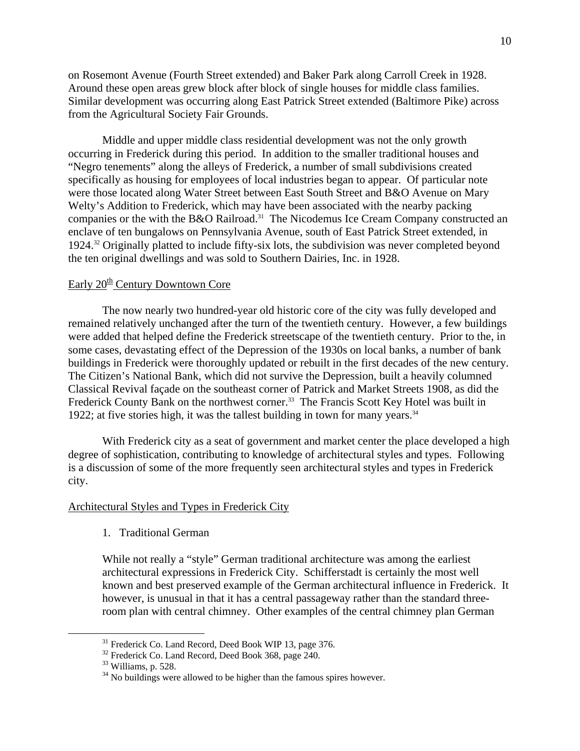on Rosemont Avenue (Fourth Street extended) and Baker Park along Carroll Creek in 1928. Around these open areas grew block after block of single houses for middle class families. Similar development was occurring along East Patrick Street extended (Baltimore Pike) across from the Agricultural Society Fair Grounds.

Middle and upper middle class residential development was not the only growth occurring in Frederick during this period. In addition to the smaller traditional houses and "Negro tenements" along the alleys of Frederick, a number of small subdivisions created specifically as housing for employees of local industries began to appear. Of particular note were those located along Water Street between East South Street and B&O Avenue on Mary Welty's Addition to Frederick, which may have been associated with the nearby packing companies or the with the B&O Railroad.[31] The Nicodemus Ice Cream Company constructed an enclave of ten bungalows on Pennsylvania Avenue, south of East Patrick Street extended, in 1924.[32] Originally platted to include fifty-six lots, the subdivision was never completed beyond the ten original dwellings and was sold to Southern Dairies, Inc. in 1928.

## Early 20th Century Downtown Core

The now nearly two hundred-year old historic core of the city was fully developed and remained relatively unchanged after the turn of the twentieth century. However, a few buildings were added that helped define the Frederick streetscape of the twentieth century. Prior to the, in some cases, devastating effect of the Depression of the 1930s on local banks, a number of bank buildings in Frederick were thoroughly updated or rebuilt in the first decades of the new century. The Citizen's National Bank, which did not survive the Depression, built a heavily columned Classical Revival façade on the southeast corner of Patrick and Market Streets 1908, as did the Frederick County Bank on the northwest corner.[33] The Francis Scott Key Hotel was built in 1922; at five stories high, it was the tallest building in town for many years.[34]

With Frederick city as a seat of government and market center the place developed a high degree of sophistication, contributing to knowledge of architectural styles and types. Following is a discussion of some of the more frequently seen architectural styles and types in Frederick city.

## Architectural Styles and Types in Frederick City

1. Traditional German

While not really a "style" German traditional architecture was among the earliest architectural expressions in Frederick City. Schifferstadt is certainly the most well known and best preserved example of the German architectural influence in Frederick. It however, is unusual in that it has a central passageway rather than the standard three-room plan with central chimney. Other examples of the central chimney plan German

---

[31] Frederick Co. Land Record, Deed Book WIP 13, page 376.

[32] Frederick Co. Land Record, Deed Book 368, page 240.

[33] Williams, p. 528.

[34] No buildings were allowed to be higher than the famous spires however.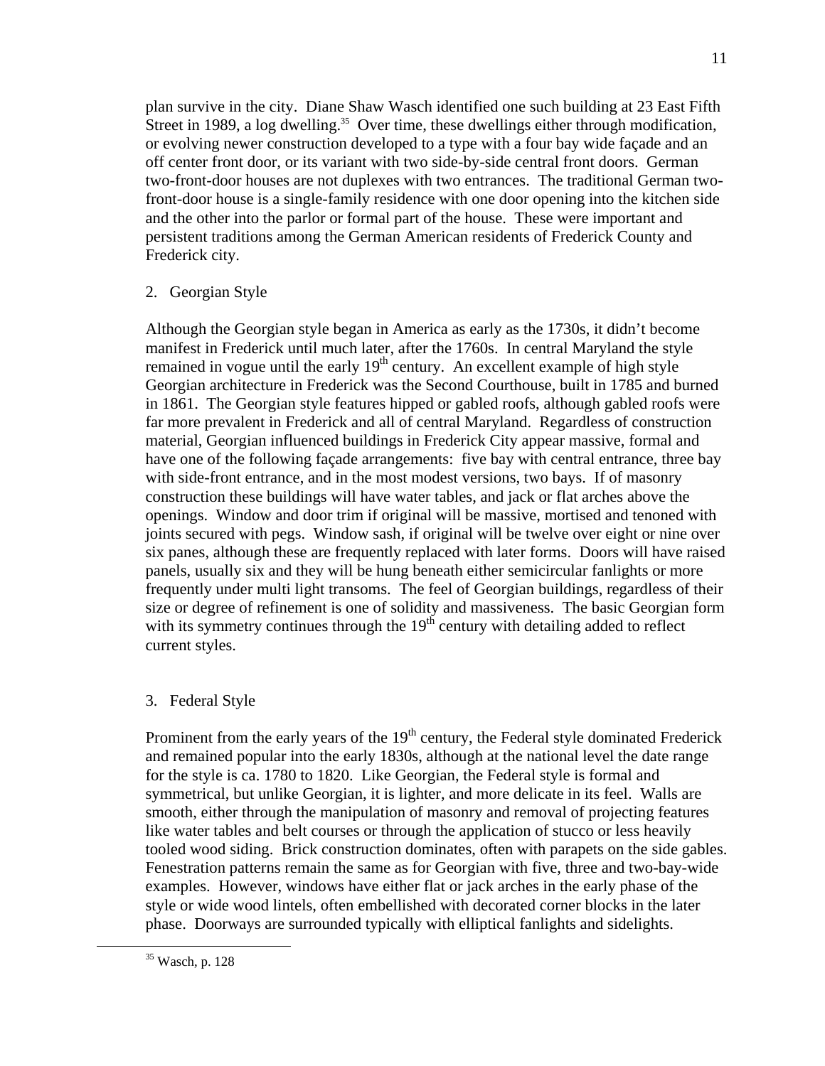plan survive in the city. Diane Shaw Wasch identified one such building at 23 East Fifth Street in 1989, a log dwelling.[35] Over time, these dwellings either through modification, or evolving newer construction developed to a type with a four bay wide façade and an off center front door, or its variant with two side-by-side central front doors. German two-front-door houses are not duplexes with two entrances. The traditional German two-front-door house is a single-family residence with one door opening into the kitchen side and the other into the parlor or formal part of the house. These were important and persistent traditions among the German American residents of Frederick County and Frederick city.

2. Georgian Style

Although the Georgian style began in America as early as the 1730s, it didn't become manifest in Frederick until much later, after the 1760s. In central Maryland the style remained in vogue until the early 19th century. An excellent example of high style Georgian architecture in Frederick was the Second Courthouse, built in 1785 and burned in 1861. The Georgian style features hipped or gabled roofs, although gabled roofs were far more prevalent in Frederick and all of central Maryland. Regardless of construction material, Georgian influenced buildings in Frederick City appear massive, formal and have one of the following façade arrangements: five bay with central entrance, three bay with side-front entrance, and in the most modest versions, two bays. If of masonry construction these buildings will have water tables, and jack or flat arches above the openings. Window and door trim if original will be massive, mortised and tenoned with joints secured with pegs. Window sash, if original will be twelve over eight or nine over six panes, although these are frequently replaced with later forms. Doors will have raised panels, usually six and they will be hung beneath either semicircular fanlights or more frequently under multi light transoms. The feel of Georgian buildings, regardless of their size or degree of refinement is one of solidity and massiveness. The basic Georgian form with its symmetry continues through the 19th century with detailing added to reflect current styles.

3. Federal Style

Prominent from the early years of the 19th century, the Federal style dominated Frederick and remained popular into the early 1830s, although at the national level the date range for the style is ca. 1780 to 1820. Like Georgian, the Federal style is formal and symmetrical, but unlike Georgian, it is lighter, and more delicate in its feel. Walls are smooth, either through the manipulation of masonry and removal of projecting features like water tables and belt courses or through the application of stucco or less heavily tooled wood siding. Brick construction dominates, often with parapets on the side gables. Fenestration patterns remain the same as for Georgian with five, three and two-bay-wide examples. However, windows have either flat or jack arches in the early phase of the style or wide wood lintels, often embellished with decorated corner blocks in the later phase. Doorways are surrounded typically with elliptical fanlights and sidelights.

[35] Wasch, p. 128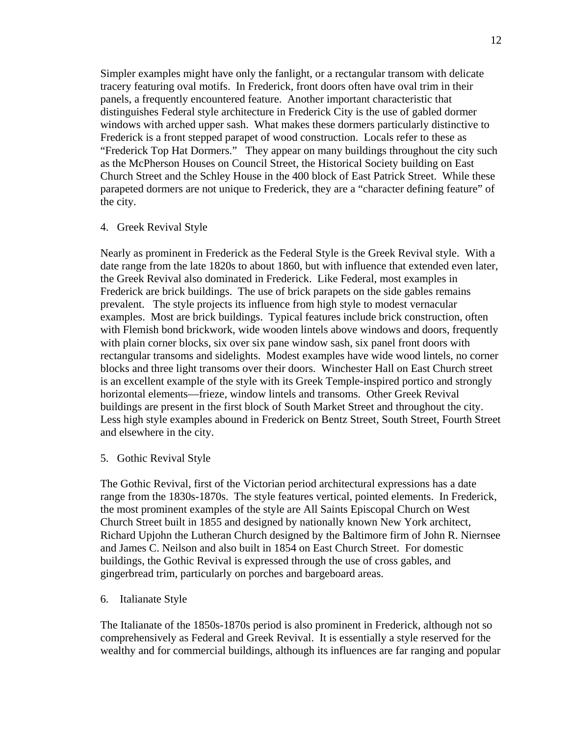Simpler examples might have only the fanlight, or a rectangular transom with delicate tracery featuring oval motifs. In Frederick, front doors often have oval trim in their panels, a frequently encountered feature. Another important characteristic that distinguishes Federal style architecture in Frederick City is the use of gabled dormer windows with arched upper sash. What makes these dormers particularly distinctive to Frederick is a front stepped parapet of wood construction. Locals refer to these as "Frederick Top Hat Dormers." They appear on many buildings throughout the city such as the McPherson Houses on Council Street, the Historical Society building on East Church Street and the Schley House in the 400 block of East Patrick Street. While these parapeted dormers are not unique to Frederick, they are a "character defining feature" of the city.

4. Greek Revival Style

Nearly as prominent in Frederick as the Federal Style is the Greek Revival style. With a date range from the late 1820s to about 1860, but with influence that extended even later, the Greek Revival also dominated in Frederick. Like Federal, most examples in Frederick are brick buildings. The use of brick parapets on the side gables remains prevalent. The style projects its influence from high style to modest vernacular examples. Most are brick buildings. Typical features include brick construction, often with Flemish bond brickwork, wide wooden lintels above windows and doors, frequently with plain corner blocks, six over six pane window sash, six panel front doors with rectangular transoms and sidelights. Modest examples have wide wood lintels, no corner blocks and three light transoms over their doors. Winchester Hall on East Church street is an excellent example of the style with its Greek Temple-inspired portico and strongly horizontal elements—frieze, window lintels and transoms. Other Greek Revival buildings are present in the first block of South Market Street and throughout the city. Less high style examples abound in Frederick on Bentz Street, South Street, Fourth Street and elsewhere in the city.

5. Gothic Revival Style

The Gothic Revival, first of the Victorian period architectural expressions has a date range from the 1830s-1870s. The style features vertical, pointed elements. In Frederick, the most prominent examples of the style are All Saints Episcopal Church on West Church Street built in 1855 and designed by nationally known New York architect, Richard Upjohn the Lutheran Church designed by the Baltimore firm of John R. Niernsee and James C. Neilson and also built in 1854 on East Church Street. For domestic buildings, the Gothic Revival is expressed through the use of cross gables, and gingerbread trim, particularly on porches and bargeboard areas.

6. Italianate Style

The Italianate of the 1850s-1870s period is also prominent in Frederick, although not so comprehensively as Federal and Greek Revival. It is essentially a style reserved for the wealthy and for commercial buildings, although its influences are far ranging and popular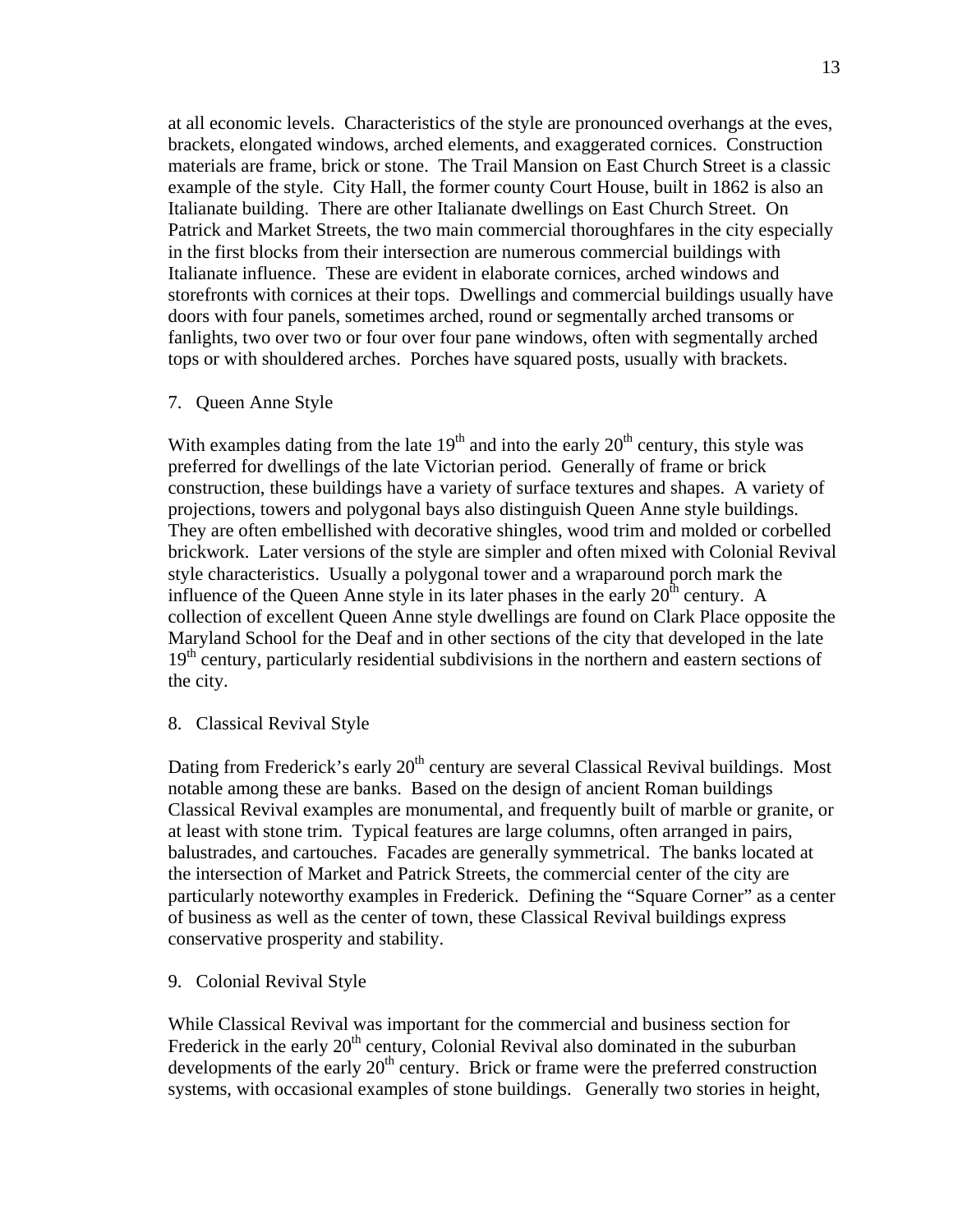at all economic levels. Characteristics of the style are pronounced overhangs at the eves, brackets, elongated windows, arched elements, and exaggerated cornices. Construction materials are frame, brick or stone. The Trail Mansion on East Church Street is a classic example of the style. City Hall, the former county Court House, built in 1862 is also an Italianate building. There are other Italianate dwellings on East Church Street. On Patrick and Market Streets, the two main commercial thoroughfares in the city especially in the first blocks from their intersection are numerous commercial buildings with Italianate influence. These are evident in elaborate cornices, arched windows and storefronts with cornices at their tops. Dwellings and commercial buildings usually have doors with four panels, sometimes arched, round or segmentally arched transoms or fanlights, two over two or four over four pane windows, often with segmentally arched tops or with shouldered arches. Porches have squared posts, usually with brackets.

7. Queen Anne Style

With examples dating from the late 19th and into the early 20th century, this style was preferred for dwellings of the late Victorian period. Generally of frame or brick construction, these buildings have a variety of surface textures and shapes. A variety of projections, towers and polygonal bays also distinguish Queen Anne style buildings. They are often embellished with decorative shingles, wood trim and molded or corbelled brickwork. Later versions of the style are simpler and often mixed with Colonial Revival style characteristics. Usually a polygonal tower and a wraparound porch mark the influence of the Queen Anne style in its later phases in the early 20th century. A collection of excellent Queen Anne style dwellings are found on Clark Place opposite the Maryland School for the Deaf and in other sections of the city that developed in the late 19th century, particularly residential subdivisions in the northern and eastern sections of the city.

8. Classical Revival Style

Dating from Frederick's early 20th century are several Classical Revival buildings. Most notable among these are banks. Based on the design of ancient Roman buildings Classical Revival examples are monumental, and frequently built of marble or granite, or at least with stone trim. Typical features are large columns, often arranged in pairs, balustrades, and cartouches. Facades are generally symmetrical. The banks located at the intersection of Market and Patrick Streets, the commercial center of the city are particularly noteworthy examples in Frederick. Defining the "Square Corner" as a center of business as well as the center of town, these Classical Revival buildings express conservative prosperity and stability.

9. Colonial Revival Style

While Classical Revival was important for the commercial and business section for Frederick in the early 20th century, Colonial Revival also dominated in the suburban developments of the early 20th century. Brick or frame were the preferred construction systems, with occasional examples of stone buildings. Generally two stories in height,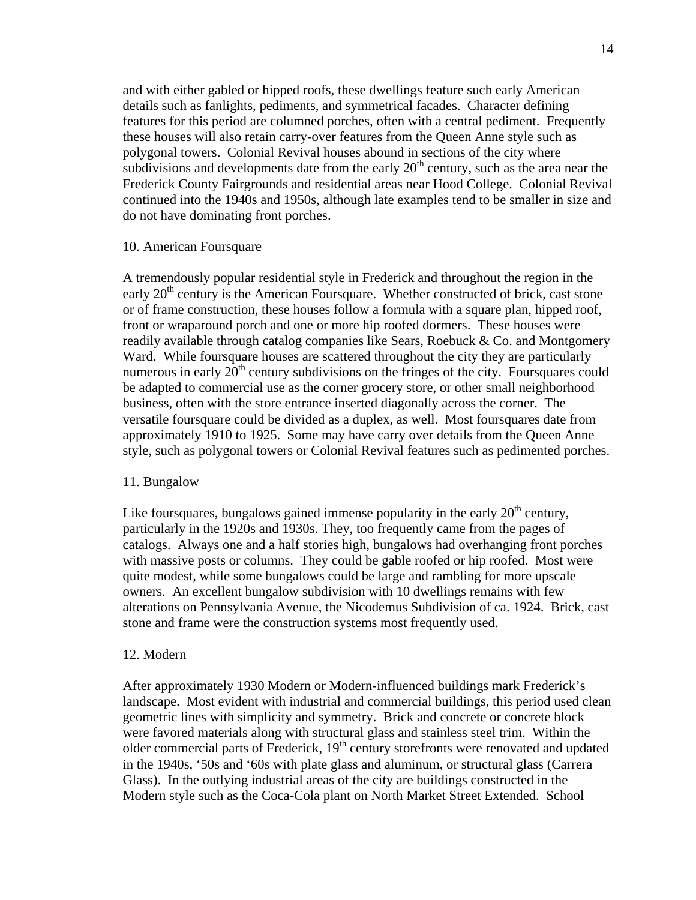and with either gabled or hipped roofs, these dwellings feature such early American details such as fanlights, pediments, and symmetrical facades. Character defining features for this period are columned porches, often with a central pediment. Frequently these houses will also retain carry-over features from the Queen Anne style such as polygonal towers. Colonial Revival houses abound in sections of the city where subdivisions and developments date from the early 20th century, such as the area near the Frederick County Fairgrounds and residential areas near Hood College. Colonial Revival continued into the 1940s and 1950s, although late examples tend to be smaller in size and do not have dominating front porches.

10. American Foursquare

A tremendously popular residential style in Frederick and throughout the region in the early 20th century is the American Foursquare. Whether constructed of brick, cast stone or of frame construction, these houses follow a formula with a square plan, hipped roof, front or wraparound porch and one or more hip roofed dormers. These houses were readily available through catalog companies like Sears, Roebuck & Co. and Montgomery Ward. While foursquare houses are scattered throughout the city they are particularly numerous in early 20th century subdivisions on the fringes of the city. Foursquares could be adapted to commercial use as the corner grocery store, or other small neighborhood business, often with the store entrance inserted diagonally across the corner. The versatile foursquare could be divided as a duplex, as well. Most foursquares date from approximately 1910 to 1925. Some may have carry over details from the Queen Anne style, such as polygonal towers or Colonial Revival features such as pedimented porches.

11. Bungalow

Like foursquares, bungalows gained immense popularity in the early 20th century, particularly in the 1920s and 1930s. They, too frequently came from the pages of catalogs. Always one and a half stories high, bungalows had overhanging front porches with massive posts or columns. They could be gable roofed or hip roofed. Most were quite modest, while some bungalows could be large and rambling for more upscale owners. An excellent bungalow subdivision with 10 dwellings remains with few alterations on Pennsylvania Avenue, the Nicodemus Subdivision of ca. 1924. Brick, cast stone and frame were the construction systems most frequently used.

12. Modern

After approximately 1930 Modern or Modern-influenced buildings mark Frederick's landscape. Most evident with industrial and commercial buildings, this period used clean geometric lines with simplicity and symmetry. Brick and concrete or concrete block were favored materials along with structural glass and stainless steel trim. Within the older commercial parts of Frederick, 19th century storefronts were renovated and updated in the 1940s, '50s and '60s with plate glass and aluminum, or structural glass (Carrera Glass). In the outlying industrial areas of the city are buildings constructed in the Modern style such as the Coca-Cola plant on North Market Street Extended. School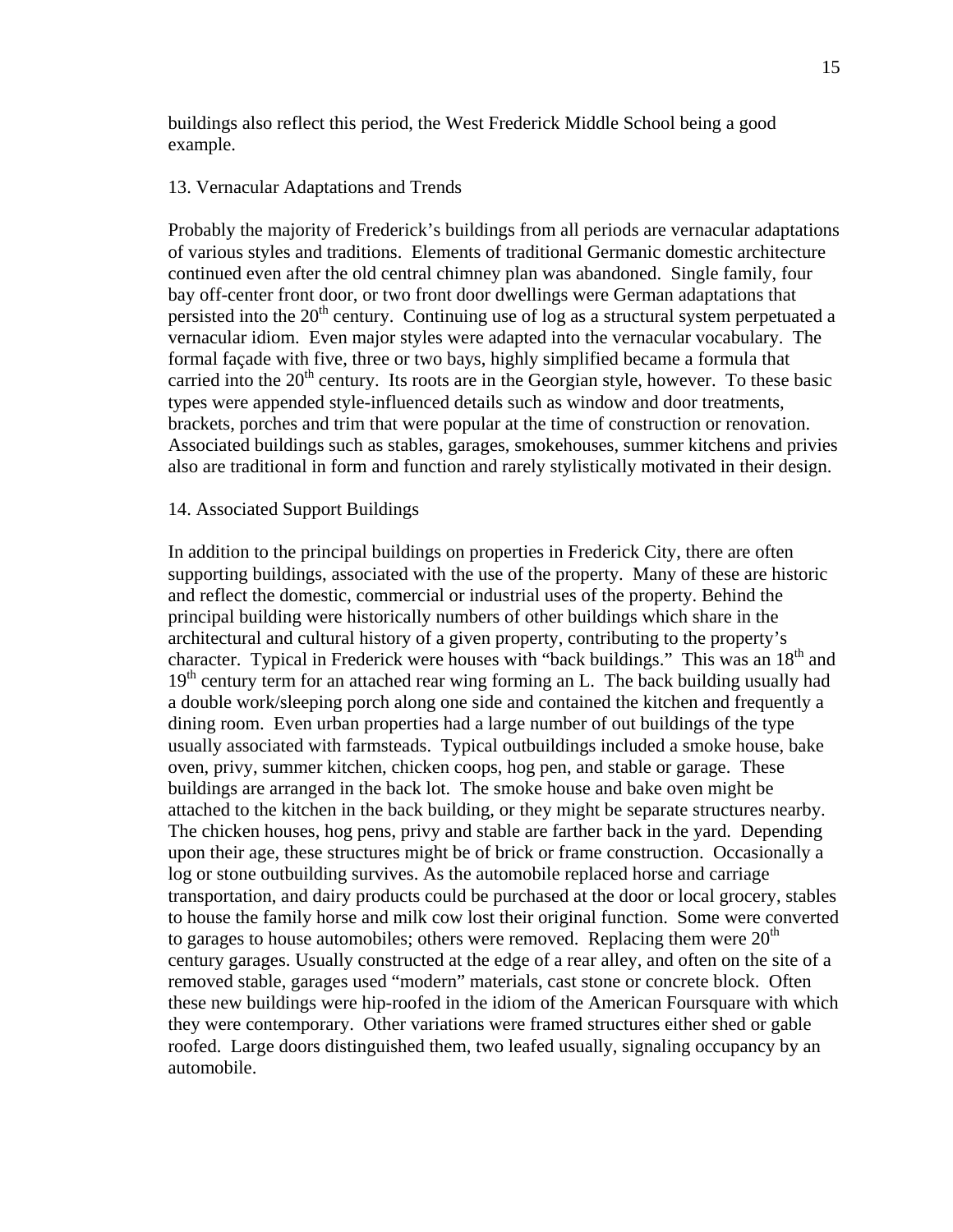buildings also reflect this period, the West Frederick Middle School being a good example.

## 13. Vernacular Adaptations and Trends

Probably the majority of Frederick's buildings from all periods are vernacular adaptations of various styles and traditions. Elements of traditional Germanic domestic architecture continued even after the old central chimney plan was abandoned. Single family, four bay off-center front door, or two front door dwellings were German adaptations that persisted into the 20th century. Continuing use of log as a structural system perpetuated a vernacular idiom. Even major styles were adapted into the vernacular vocabulary. The formal façade with five, three or two bays, highly simplified became a formula that carried into the 20th century. Its roots are in the Georgian style, however. To these basic types were appended style-influenced details such as window and door treatments, brackets, porches and trim that were popular at the time of construction or renovation. Associated buildings such as stables, garages, smokehouses, summer kitchens and privies also are traditional in form and function and rarely stylistically motivated in their design.

## 14. Associated Support Buildings

In addition to the principal buildings on properties in Frederick City, there are often supporting buildings, associated with the use of the property. Many of these are historic and reflect the domestic, commercial or industrial uses of the property. Behind the principal building were historically numbers of other buildings which share in the architectural and cultural history of a given property, contributing to the property's character. Typical in Frederick were houses with "back buildings." This was an 18th and 19th century term for an attached rear wing forming an L. The back building usually had a double work/sleeping porch along one side and contained the kitchen and frequently a dining room. Even urban properties had a large number of out buildings of the type usually associated with farmsteads. Typical outbuildings included a smoke house, bake oven, privy, summer kitchen, chicken coops, hog pen, and stable or garage. These buildings are arranged in the back lot. The smoke house and bake oven might be attached to the kitchen in the back building, or they might be separate structures nearby. The chicken houses, hog pens, privy and stable are farther back in the yard. Depending upon their age, these structures might be of brick or frame construction. Occasionally a log or stone outbuilding survives. As the automobile replaced horse and carriage transportation, and dairy products could be purchased at the door or local grocery, stables to house the family horse and milk cow lost their original function. Some were converted to garages to house automobiles; others were removed. Replacing them were 20th century garages. Usually constructed at the edge of a rear alley, and often on the site of a removed stable, garages used "modern" materials, cast stone or concrete block. Often these new buildings were hip-roofed in the idiom of the American Foursquare with which they were contemporary. Other variations were framed structures either shed or gable roofed. Large doors distinguished them, two leafed usually, signaling occupancy by an automobile.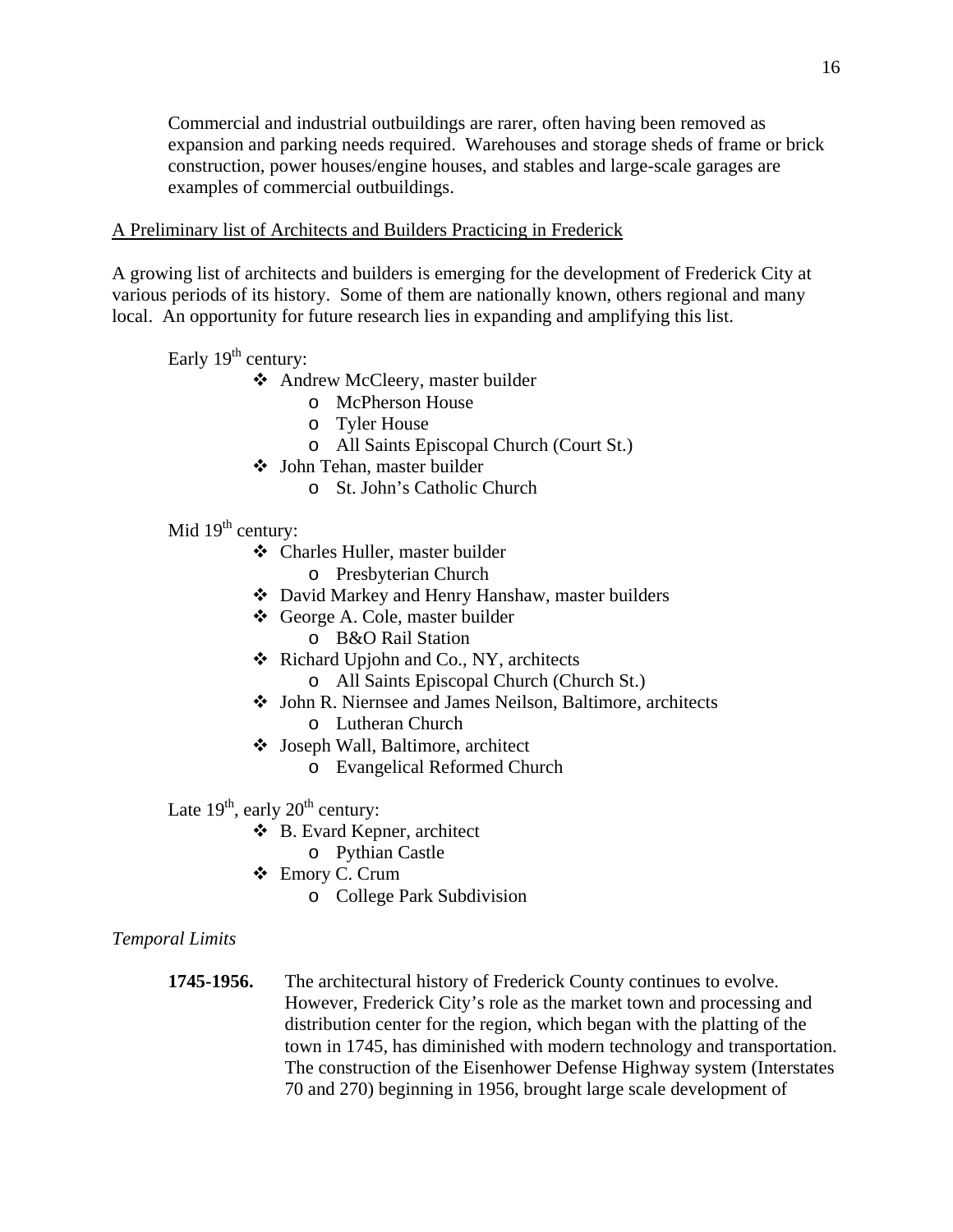Commercial and industrial outbuildings are rarer, often having been removed as expansion and parking needs required. Warehouses and storage sheds of frame or brick construction, power houses/engine houses, and stables and large-scale garages are examples of commercial outbuildings.

A Preliminary list of Architects and Builders Practicing in Frederick

A growing list of architects and builders is emerging for the development of Frederick City at various periods of its history. Some of them are nationally known, others regional and many local. An opportunity for future research lies in expanding and amplifying this list.

Early 19th century:

- Andrew McCleery, master builder
  - McPherson House
  - Tyler House
  - All Saints Episcopal Church (Court St.)
- John Tehan, master builder
  - St. John's Catholic Church

Mid 19th century:

- Charles Huller, master builder
  - Presbyterian Church
- David Markey and Henry Hanshaw, master builders
- George A. Cole, master builder
  - B&O Rail Station
- Richard Upjohn and Co., NY, architects
  - All Saints Episcopal Church (Church St.)
- John R. Niernsee and James Neilson, Baltimore, architects
  - Lutheran Church
- Joseph Wall, Baltimore, architect
  - Evangelical Reformed Church

Late 19th, early 20th century:

- B. Evard Kepner, architect
  - Pythian Castle
- Emory C. Crum
  - College Park Subdivision

*Temporal Limits*

**1745-1956.** The architectural history of Frederick County continues to evolve. However, Frederick City's role as the market town and processing and distribution center for the region, which began with the platting of the town in 1745, has diminished with modern technology and transportation. The construction of the Eisenhower Defense Highway system (Interstates 70 and 270) beginning in 1956, brought large scale development of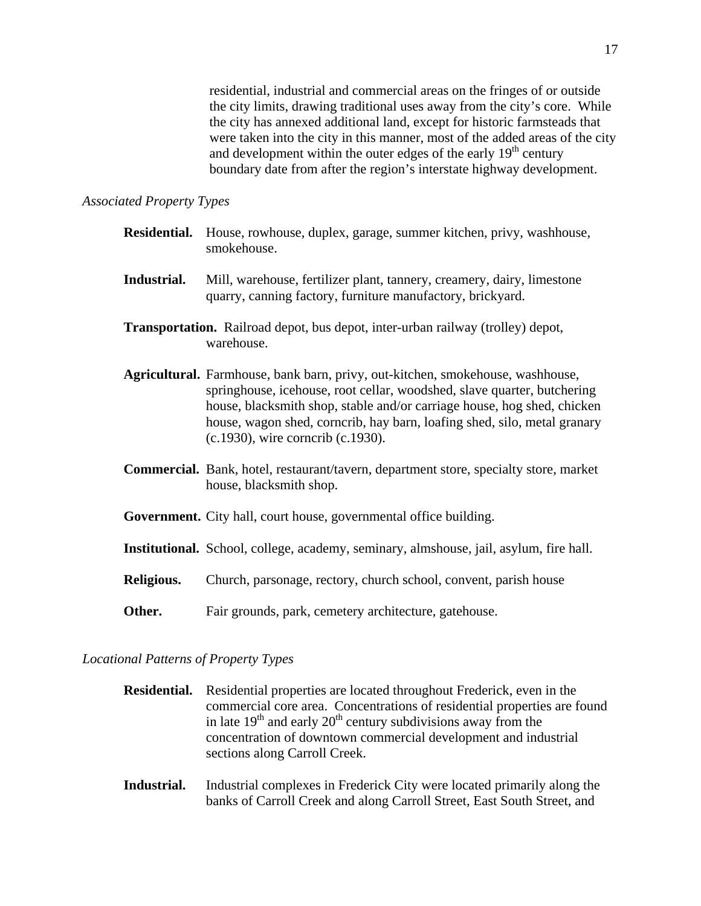residential, industrial and commercial areas on the fringes of or outside the city limits, drawing traditional uses away from the city's core. While the city has annexed additional land, except for historic farmsteads that were taken into the city in this manner, most of the added areas of the city and development within the outer edges of the early 19th century boundary date from after the region's interstate highway development.

*Associated Property Types*

**Residential.** House, rowhouse, duplex, garage, summer kitchen, privy, washhouse, smokehouse.

**Industrial.** Mill, warehouse, fertilizer plant, tannery, creamery, dairy, limestone quarry, canning factory, furniture manufactory, brickyard.

**Transportation.** Railroad depot, bus depot, inter-urban railway (trolley) depot, warehouse.

**Agricultural.** Farmhouse, bank barn, privy, out-kitchen, smokehouse, washhouse, springhouse, icehouse, root cellar, woodshed, slave quarter, butchering house, blacksmith shop, stable and/or carriage house, hog shed, chicken house, wagon shed, corncrib, hay barn, loafing shed, silo, metal granary (c.1930), wire corncrib (c.1930).

**Commercial.** Bank, hotel, restaurant/tavern, department store, specialty store, market house, blacksmith shop.

**Government.** City hall, court house, governmental office building.

**Institutional.** School, college, academy, seminary, almshouse, jail, asylum, fire hall.

**Religious.** Church, parsonage, rectory, church school, convent, parish house

**Other.** Fair grounds, park, cemetery architecture, gatehouse.

*Locational Patterns of Property Types*

**Residential.** Residential properties are located throughout Frederick, even in the commercial core area. Concentrations of residential properties are found in late 19th and early 20th century subdivisions away from the concentration of downtown commercial development and industrial sections along Carroll Creek.

**Industrial.** Industrial complexes in Frederick City were located primarily along the banks of Carroll Creek and along Carroll Street, East South Street, and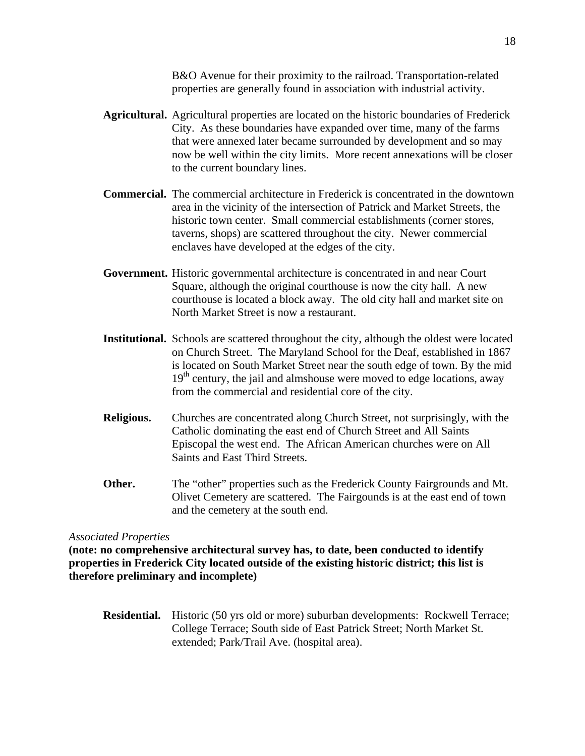B&O Avenue for their proximity to the railroad. Transportation-related properties are generally found in association with industrial activity.

**Agricultural.** Agricultural properties are located on the historic boundaries of Frederick City. As these boundaries have expanded over time, many of the farms that were annexed later became surrounded by development and so may now be well within the city limits. More recent annexations will be closer to the current boundary lines.

**Commercial.** The commercial architecture in Frederick is concentrated in the downtown area in the vicinity of the intersection of Patrick and Market Streets, the historic town center. Small commercial establishments (corner stores, taverns, shops) are scattered throughout the city. Newer commercial enclaves have developed at the edges of the city.

**Government.** Historic governmental architecture is concentrated in and near Court Square, although the original courthouse is now the city hall. A new courthouse is located a block away. The old city hall and market site on North Market Street is now a restaurant.

**Institutional.** Schools are scattered throughout the city, although the oldest were located on Church Street. The Maryland School for the Deaf, established in 1867 is located on South Market Street near the south edge of town. By the mid 19th century, the jail and almshouse were moved to edge locations, away from the commercial and residential core of the city.

**Religious.** Churches are concentrated along Church Street, not surprisingly, with the Catholic dominating the east end of Church Street and All Saints Episcopal the west end. The African American churches were on All Saints and East Third Streets.

**Other.** The "other" properties such as the Frederick County Fairgrounds and Mt. Olivet Cemetery are scattered. The Fairgounds is at the east end of town and the cemetery at the south end.

*Associated Properties*

**(note: no comprehensive architectural survey has, to date, been conducted to identify properties in Frederick City located outside of the existing historic district; this list is therefore preliminary and incomplete)**

**Residential.** Historic (50 yrs old or more) suburban developments: Rockwell Terrace; College Terrace; South side of East Patrick Street; North Market St. extended; Park/Trail Ave. (hospital area).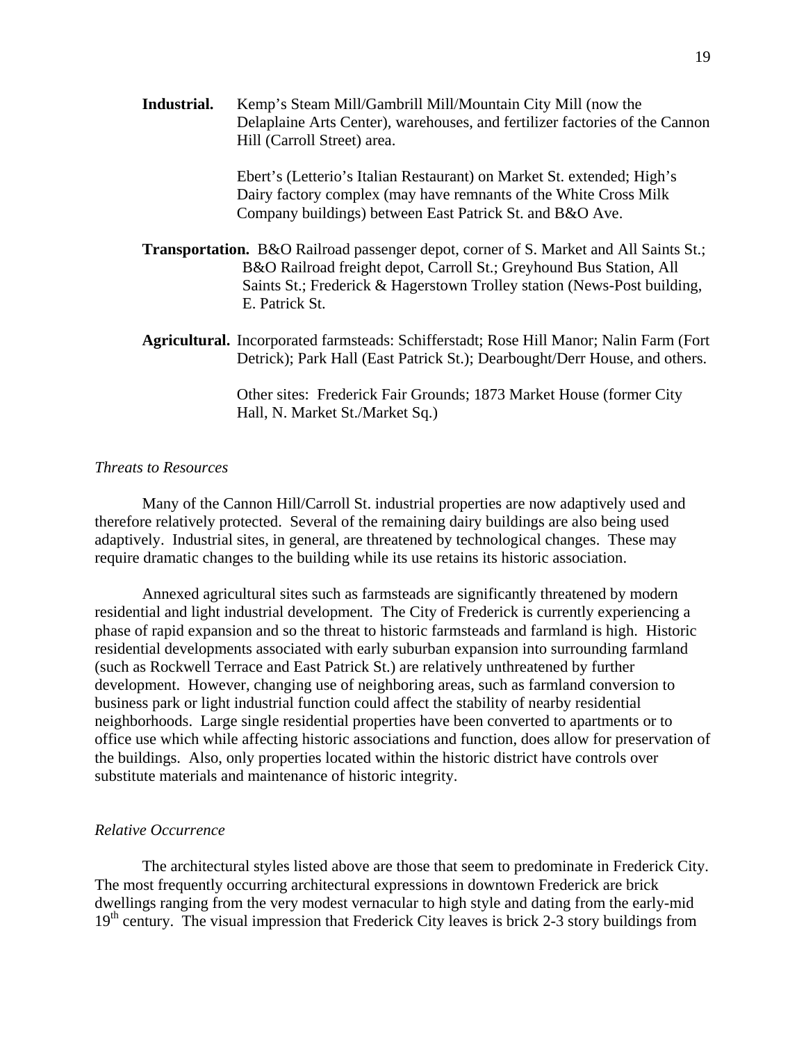**Industrial.** Kemp's Steam Mill/Gambrill Mill/Mountain City Mill (now the Delaplaine Arts Center), warehouses, and fertilizer factories of the Cannon Hill (Carroll Street) area.

Ebert's (Letterio's Italian Restaurant) on Market St. extended; High's Dairy factory complex (may have remnants of the White Cross Milk Company buildings) between East Patrick St. and B&O Ave.

**Transportation.** B&O Railroad passenger depot, corner of S. Market and All Saints St.; B&O Railroad freight depot, Carroll St.; Greyhound Bus Station, All Saints St.; Frederick & Hagerstown Trolley station (News-Post building, E. Patrick St.

**Agricultural.** Incorporated farmsteads: Schifferstadt; Rose Hill Manor; Nalin Farm (Fort Detrick); Park Hall (East Patrick St.); Dearbought/Derr House, and others.

Other sites: Frederick Fair Grounds; 1873 Market House (former City Hall, N. Market St./Market Sq.)

*Threats to Resources*

Many of the Cannon Hill/Carroll St. industrial properties are now adaptively used and therefore relatively protected. Several of the remaining dairy buildings are also being used adaptively. Industrial sites, in general, are threatened by technological changes. These may require dramatic changes to the building while its use retains its historic association.

Annexed agricultural sites such as farmsteads are significantly threatened by modern residential and light industrial development. The City of Frederick is currently experiencing a phase of rapid expansion and so the threat to historic farmsteads and farmland is high. Historic residential developments associated with early suburban expansion into surrounding farmland (such as Rockwell Terrace and East Patrick St.) are relatively unthreatened by further development. However, changing use of neighboring areas, such as farmland conversion to business park or light industrial function could affect the stability of nearby residential neighborhoods. Large single residential properties have been converted to apartments or to office use which while affecting historic associations and function, does allow for preservation of the buildings. Also, only properties located within the historic district have controls over substitute materials and maintenance of historic integrity.

*Relative Occurrence*

The architectural styles listed above are those that seem to predominate in Frederick City. The most frequently occurring architectural expressions in downtown Frederick are brick dwellings ranging from the very modest vernacular to high style and dating from the early-mid 19th century. The visual impression that Frederick City leaves is brick 2-3 story buildings from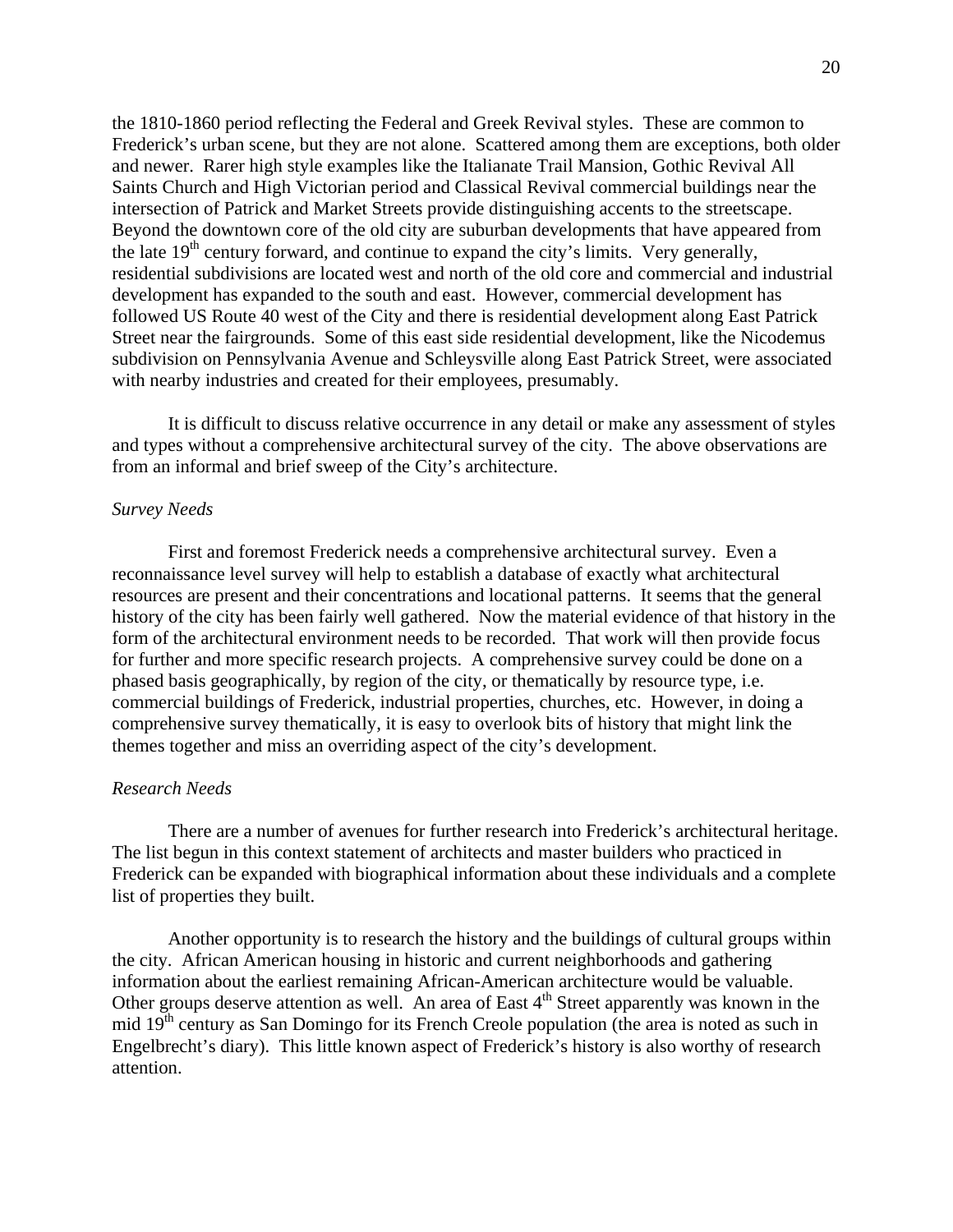the 1810-1860 period reflecting the Federal and Greek Revival styles. These are common to Frederick's urban scene, but they are not alone. Scattered among them are exceptions, both older and newer. Rarer high style examples like the Italianate Trail Mansion, Gothic Revival All Saints Church and High Victorian period and Classical Revival commercial buildings near the intersection of Patrick and Market Streets provide distinguishing accents to the streetscape. Beyond the downtown core of the old city are suburban developments that have appeared from the late 19th century forward, and continue to expand the city's limits. Very generally, residential subdivisions are located west and north of the old core and commercial and industrial development has expanded to the south and east. However, commercial development has followed US Route 40 west of the City and there is residential development along East Patrick Street near the fairgrounds. Some of this east side residential development, like the Nicodemus subdivision on Pennsylvania Avenue and Schleysville along East Patrick Street, were associated with nearby industries and created for their employees, presumably.

It is difficult to discuss relative occurrence in any detail or make any assessment of styles and types without a comprehensive architectural survey of the city. The above observations are from an informal and brief sweep of the City's architecture.

*Survey Needs*

First and foremost Frederick needs a comprehensive architectural survey. Even a reconnaissance level survey will help to establish a database of exactly what architectural resources are present and their concentrations and locational patterns. It seems that the general history of the city has been fairly well gathered. Now the material evidence of that history in the form of the architectural environment needs to be recorded. That work will then provide focus for further and more specific research projects. A comprehensive survey could be done on a phased basis geographically, by region of the city, or thematically by resource type, i.e. commercial buildings of Frederick, industrial properties, churches, etc. However, in doing a comprehensive survey thematically, it is easy to overlook bits of history that might link the themes together and miss an overriding aspect of the city's development.

*Research Needs*

There are a number of avenues for further research into Frederick's architectural heritage. The list begun in this context statement of architects and master builders who practiced in Frederick can be expanded with biographical information about these individuals and a complete list of properties they built.

Another opportunity is to research the history and the buildings of cultural groups within the city. African American housing in historic and current neighborhoods and gathering information about the earliest remaining African-American architecture would be valuable. Other groups deserve attention as well. An area of East 4th Street apparently was known in the mid 19th century as San Domingo for its French Creole population (the area is noted as such in Engelbrecht's diary). This little known aspect of Frederick's history is also worthy of research attention.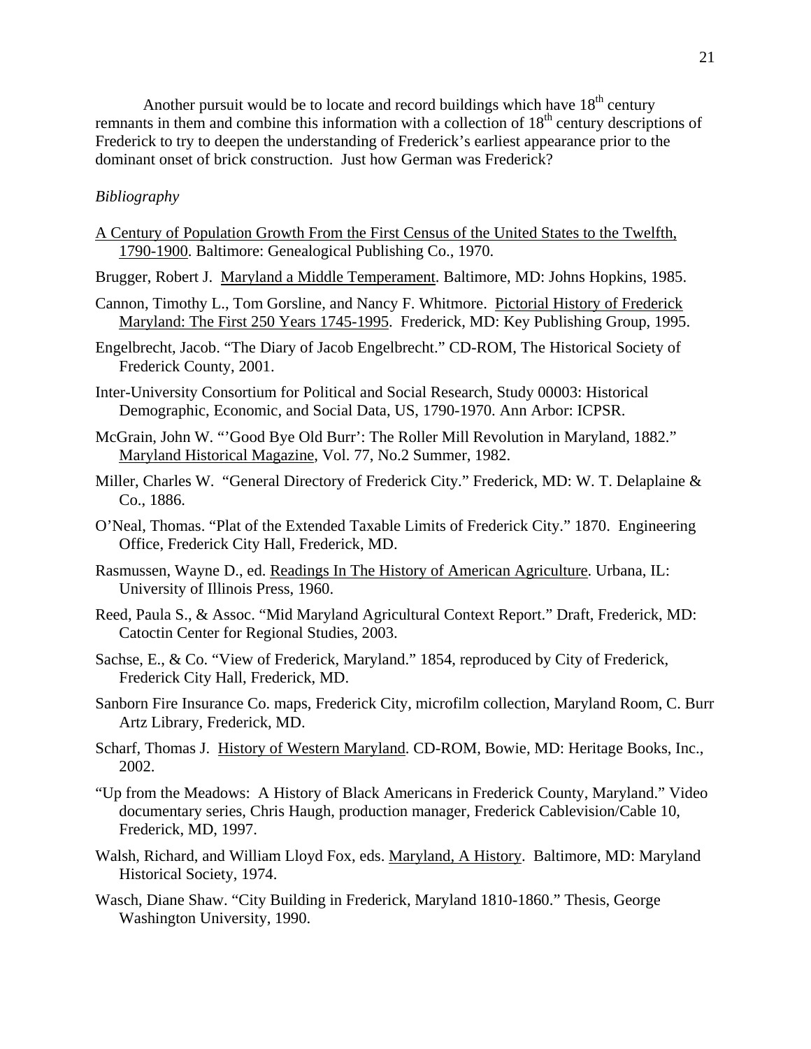Another pursuit would be to locate and record buildings which have 18th century remnants in them and combine this information with a collection of 18th century descriptions of Frederick to try to deepen the understanding of Frederick's earliest appearance prior to the dominant onset of brick construction. Just how German was Frederick?

*Bibliography*

A Century of Population Growth From the First Census of the United States to the Twelfth, 1790-1900. Baltimore: Genealogical Publishing Co., 1970.

Brugger, Robert J. Maryland a Middle Temperament. Baltimore, MD: Johns Hopkins, 1985.

Cannon, Timothy L., Tom Gorsline, and Nancy F. Whitmore. Pictorial History of Frederick Maryland: The First 250 Years 1745-1995. Frederick, MD: Key Publishing Group, 1995.

Engelbrecht, Jacob. "The Diary of Jacob Engelbrecht." CD-ROM, The Historical Society of Frederick County, 2001.

Inter-University Consortium for Political and Social Research, Study 00003: Historical Demographic, Economic, and Social Data, US, 1790-1970. Ann Arbor: ICPSR.

McGrain, John W. "'Good Bye Old Burr': The Roller Mill Revolution in Maryland, 1882." Maryland Historical Magazine, Vol. 77, No.2 Summer, 1982.

Miller, Charles W. "General Directory of Frederick City." Frederick, MD: W. T. Delaplaine & Co., 1886.

O'Neal, Thomas. "Plat of the Extended Taxable Limits of Frederick City." 1870. Engineering Office, Frederick City Hall, Frederick, MD.

Rasmussen, Wayne D., ed. Readings In The History of American Agriculture. Urbana, IL: University of Illinois Press, 1960.

Reed, Paula S., & Assoc. "Mid Maryland Agricultural Context Report." Draft, Frederick, MD: Catoctin Center for Regional Studies, 2003.

Sachse, E., & Co. "View of Frederick, Maryland." 1854, reproduced by City of Frederick, Frederick City Hall, Frederick, MD.

Sanborn Fire Insurance Co. maps, Frederick City, microfilm collection, Maryland Room, C. Burr Artz Library, Frederick, MD.

Scharf, Thomas J. History of Western Maryland. CD-ROM, Bowie, MD: Heritage Books, Inc., 2002.

"Up from the Meadows: A History of Black Americans in Frederick County, Maryland." Video documentary series, Chris Haugh, production manager, Frederick Cablevision/Cable 10, Frederick, MD, 1997.

Walsh, Richard, and William Lloyd Fox, eds. Maryland, A History. Baltimore, MD: Maryland Historical Society, 1974.

Wasch, Diane Shaw. "City Building in Frederick, Maryland 1810-1860." Thesis, George Washington University, 1990.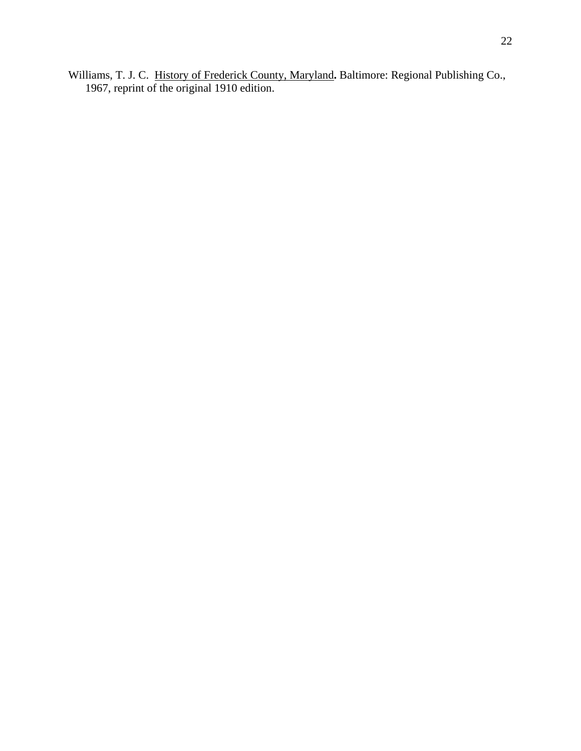Williams, T. J. C. History of Frederick County, Maryland**.** Baltimore: Regional Publishing Co., 1967, reprint of the original 1910 edition.